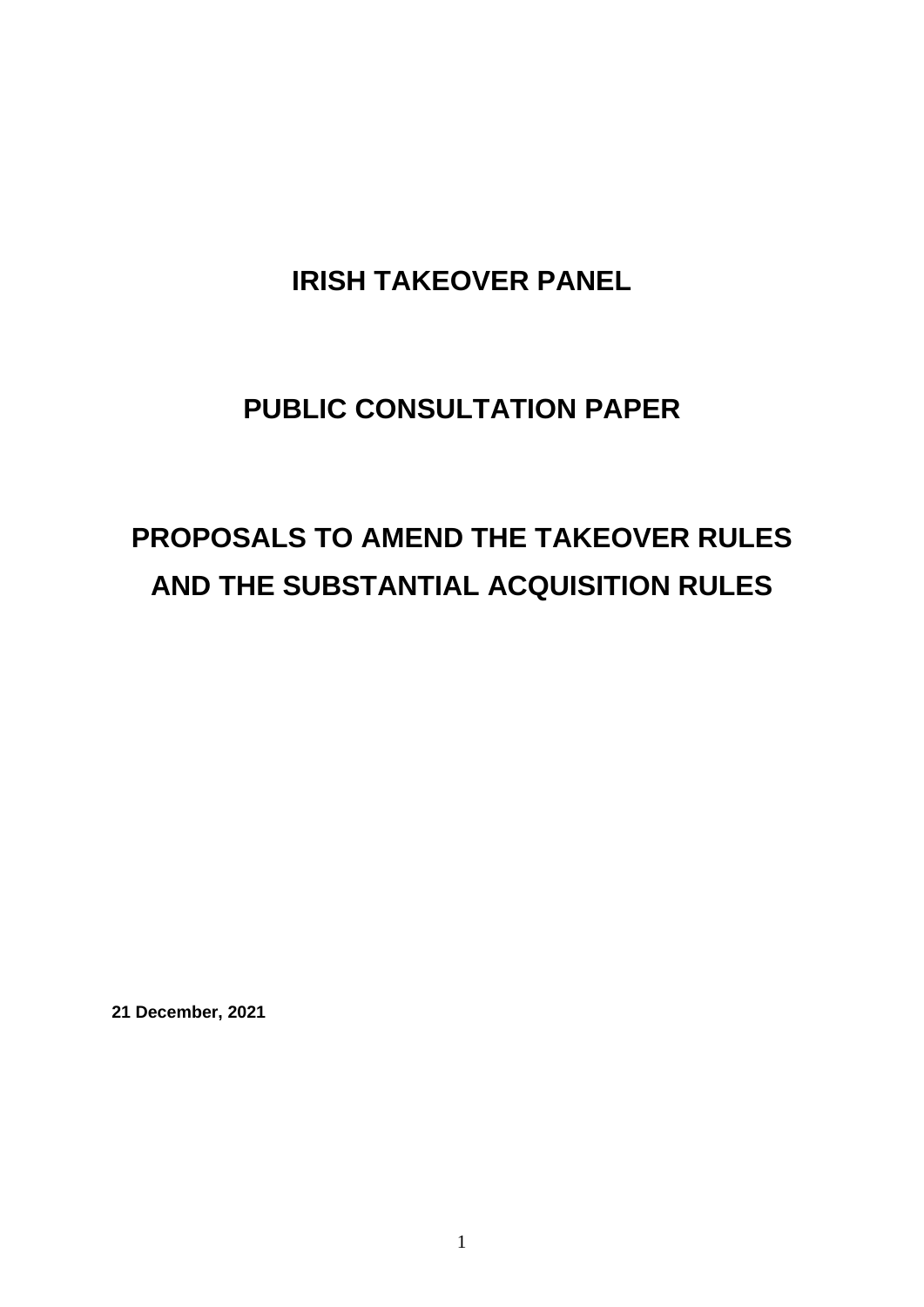# IRISH TAKEOVER PANEL

# PUBLIC CONSULTATION PAPER

# PROPOSALS TO AMEND THE TAKEOVER RULES AND THE SUBSTANTIAL ACQUISITION RULES

**21 December, 2021**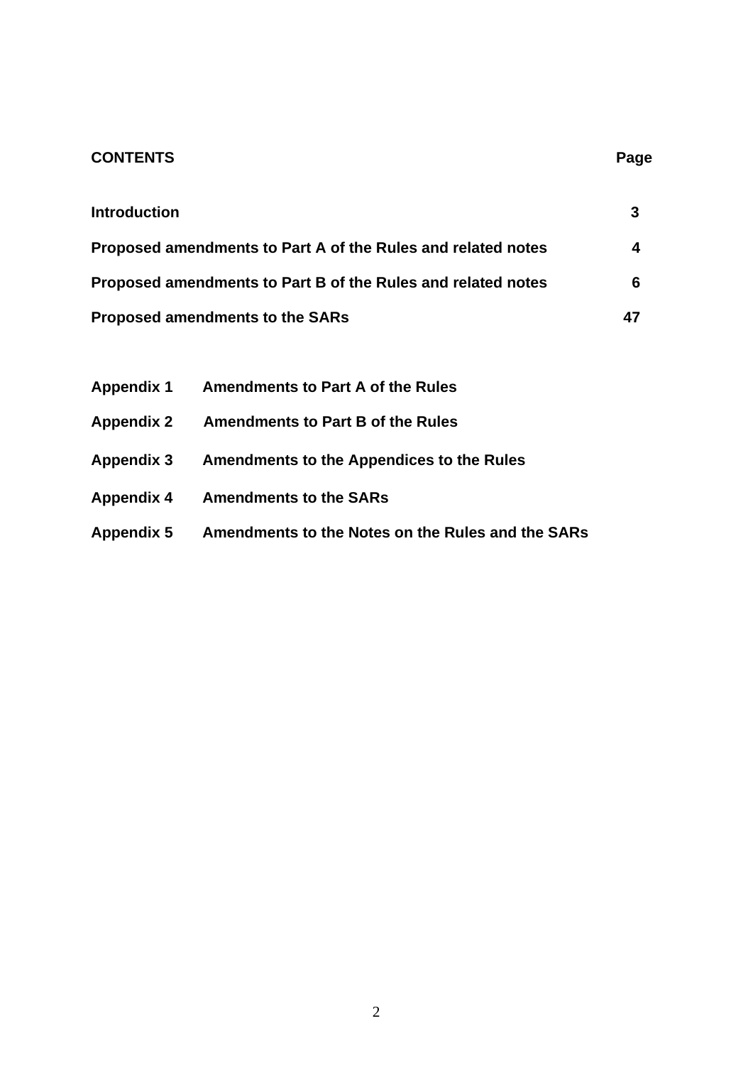**CONTENTS** **Page**

| | |
|---|---|
| **Introduction** | **3** |
| **Proposed amendments to Part A of the Rules and related notes** | **4** |
| **Proposed amendments to Part B of the Rules and related notes** | **6** |
| **Proposed amendments to the SARs** | **47** |

| | |
|---|---|
| **Appendix 1** | **Amendments to Part A of the Rules** |
| **Appendix 2** | **Amendments to Part B of the Rules** |
| **Appendix 3** | **Amendments to the Appendices to the Rules** |
| **Appendix 4** | **Amendments to the SARs** |
| **Appendix 5** | **Amendments to the Notes on the Rules and the SARs** |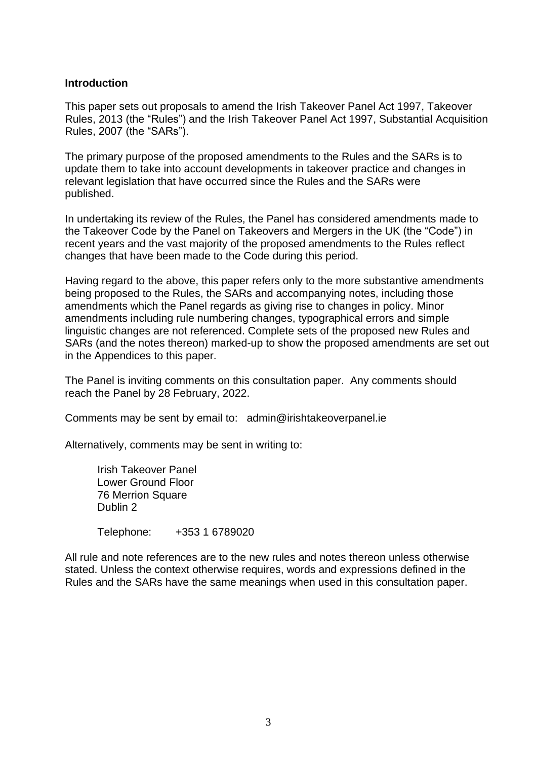## Introduction

This paper sets out proposals to amend the Irish Takeover Panel Act 1997, Takeover Rules, 2013 (the "Rules") and the Irish Takeover Panel Act 1997, Substantial Acquisition Rules, 2007 (the "SARs").

The primary purpose of the proposed amendments to the Rules and the SARs is to update them to take into account developments in takeover practice and changes in relevant legislation that have occurred since the Rules and the SARs were published.

In undertaking its review of the Rules, the Panel has considered amendments made to the Takeover Code by the Panel on Takeovers and Mergers in the UK (the "Code") in recent years and the vast majority of the proposed amendments to the Rules reflect changes that have been made to the Code during this period.

Having regard to the above, this paper refers only to the more substantive amendments being proposed to the Rules, the SARs and accompanying notes, including those amendments which the Panel regards as giving rise to changes in policy. Minor amendments including rule numbering changes, typographical errors and simple linguistic changes are not referenced. Complete sets of the proposed new Rules and SARs (and the notes thereon) marked-up to show the proposed amendments are set out in the Appendices to this paper.

The Panel is inviting comments on this consultation paper. Any comments should reach the Panel by 28 February, 2022.

Comments may be sent by email to: admin@irishtakeoverpanel.ie

Alternatively, comments may be sent in writing to:

Irish Takeover Panel
Lower Ground Floor
76 Merrion Square
Dublin 2

Telephone: +353 1 6789020

All rule and note references are to the new rules and notes thereon unless otherwise stated. Unless the context otherwise requires, words and expressions defined in the Rules and the SARs have the same meanings when used in this consultation paper.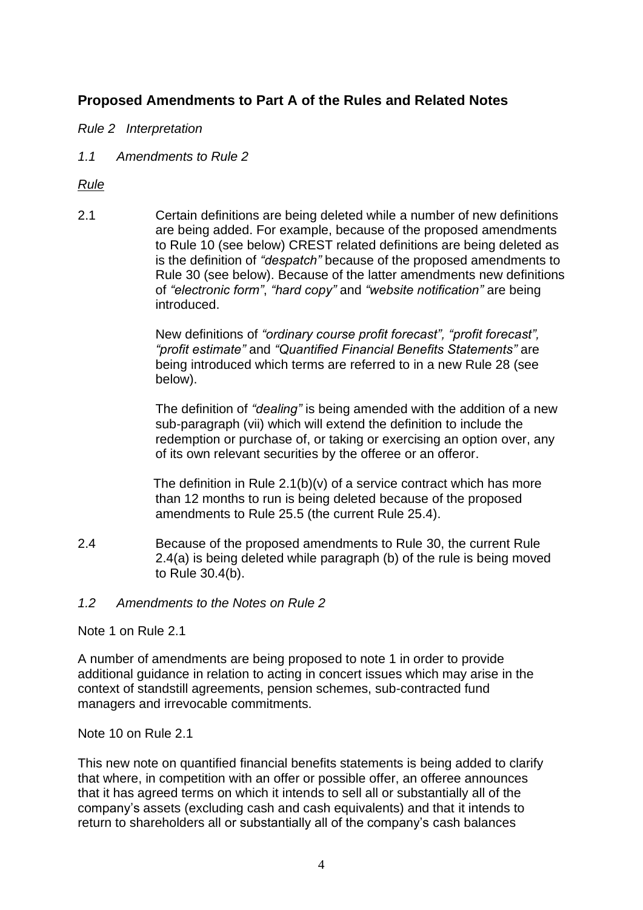## Proposed Amendments to Part A of the Rules and Related Notes

*Rule 2 Interpretation*

*1.1 Amendments to Rule 2*

*Rule*

2.1 Certain definitions are being deleted while a number of new definitions are being added. For example, because of the proposed amendments to Rule 10 (see below) CREST related definitions are being deleted as is the definition of *"despatch"* because of the proposed amendments to Rule 30 (see below). Because of the latter amendments new definitions of *"electronic form"*, *"hard copy"* and *"website notification"* are being introduced.

New definitions of *"ordinary course profit forecast", "profit forecast", "profit estimate"* and *"Quantified Financial Benefits Statements"* are being introduced which terms are referred to in a new Rule 28 (see below).

The definition of *"dealing"* is being amended with the addition of a new sub-paragraph (vii) which will extend the definition to include the redemption or purchase of, or taking or exercising an option over, any of its own relevant securities by the offeree or an offeror.

The definition in Rule 2.1(b)(v) of a service contract which has more than 12 months to run is being deleted because of the proposed amendments to Rule 25.5 (the current Rule 25.4).

2.4 Because of the proposed amendments to Rule 30, the current Rule 2.4(a) is being deleted while paragraph (b) of the rule is being moved to Rule 30.4(b).

*1.2 Amendments to the Notes on Rule 2*

Note 1 on Rule 2.1

A number of amendments are being proposed to note 1 in order to provide additional guidance in relation to acting in concert issues which may arise in the context of standstill agreements, pension schemes, sub-contracted fund managers and irrevocable commitments.

Note 10 on Rule 2.1

This new note on quantified financial benefits statements is being added to clarify that where, in competition with an offer or possible offer, an offeree announces that it has agreed terms on which it intends to sell all or substantially all of the company's assets (excluding cash and cash equivalents) and that it intends to return to shareholders all or substantially all of the company's cash balances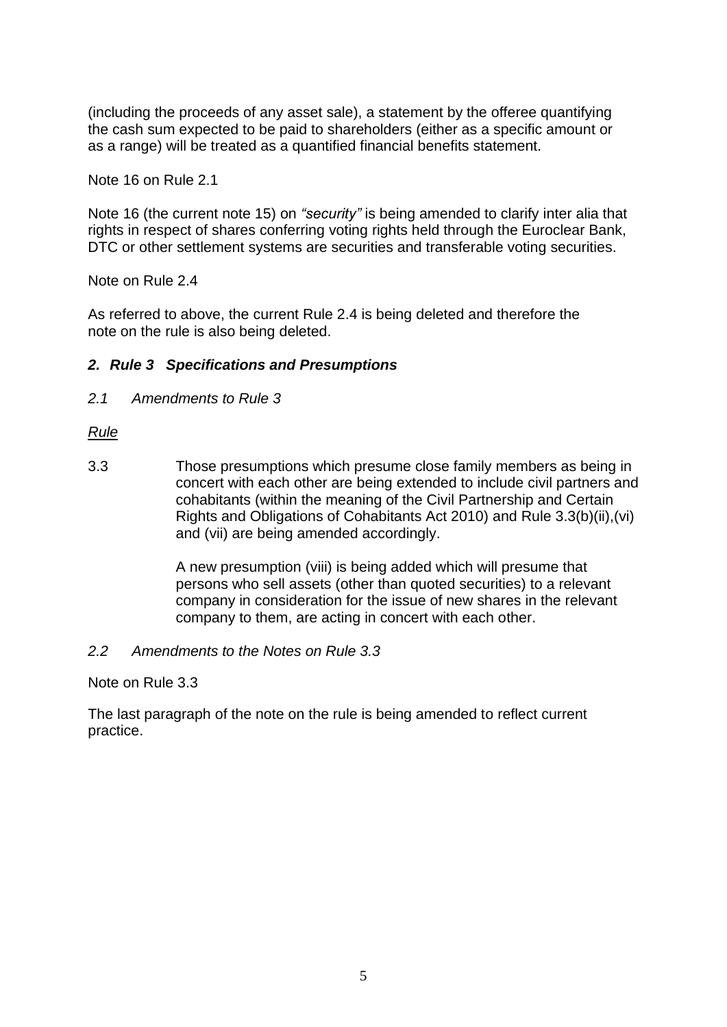(including the proceeds of any asset sale), a statement by the offeree quantifying the cash sum expected to be paid to shareholders (either as a specific amount or as a range) will be treated as a quantified financial benefits statement.

Note 16 on Rule 2.1

Note 16 (the current note 15) on *"security"* is being amended to clarify inter alia that rights in respect of shares conferring voting rights held through the Euroclear Bank, DTC or other settlement systems are securities and transferable voting securities.

Note on Rule 2.4

As referred to above, the current Rule 2.4 is being deleted and therefore the note on the rule is also being deleted.

## *2. Rule 3 Specifications and Presumptions*

*2.1 Amendments to Rule 3*

*Rule*

3.3 Those presumptions which presume close family members as being in concert with each other are being extended to include civil partners and cohabitants (within the meaning of the Civil Partnership and Certain Rights and Obligations of Cohabitants Act 2010) and Rule 3.3(b)(ii),(vi) and (vii) are being amended accordingly.

A new presumption (viii) is being added which will presume that persons who sell assets (other than quoted securities) to a relevant company in consideration for the issue of new shares in the relevant company to them, are acting in concert with each other.

*2.2 Amendments to the Notes on Rule 3.3*

Note on Rule 3.3

The last paragraph of the note on the rule is being amended to reflect current practice.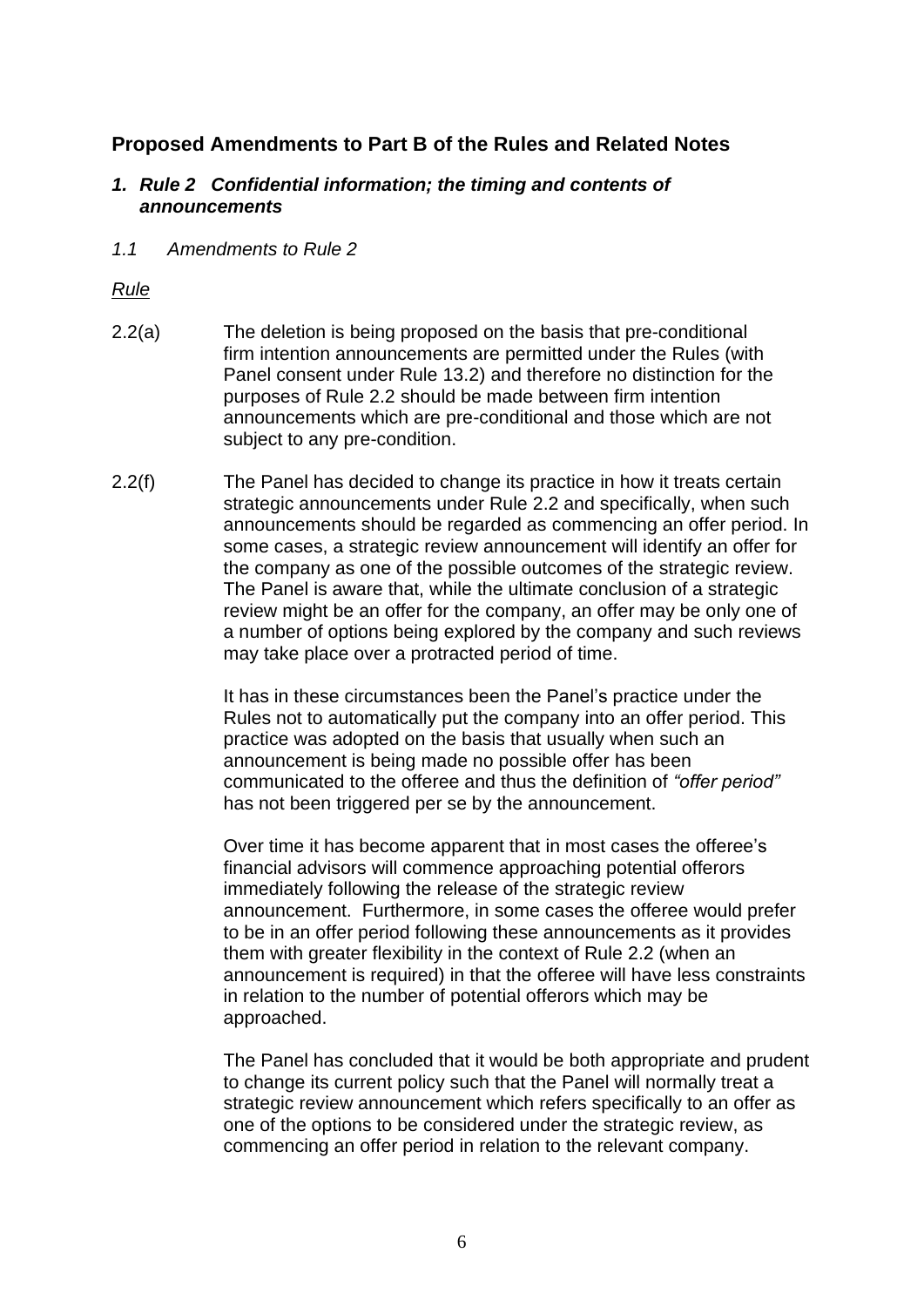## Proposed Amendments to Part B of the Rules and Related Notes

### *1. Rule 2 Confidential information; the timing and contents of announcements*

*1.1 Amendments to Rule 2*

*<u>Rule</u>*

2.2(a) The deletion is being proposed on the basis that pre-conditional firm intention announcements are permitted under the Rules (with Panel consent under Rule 13.2) and therefore no distinction for the purposes of Rule 2.2 should be made between firm intention announcements which are pre-conditional and those which are not subject to any pre-condition.

2.2(f) The Panel has decided to change its practice in how it treats certain strategic announcements under Rule 2.2 and specifically, when such announcements should be regarded as commencing an offer period. In some cases, a strategic review announcement will identify an offer for the company as one of the possible outcomes of the strategic review. The Panel is aware that, while the ultimate conclusion of a strategic review might be an offer for the company, an offer may be only one of a number of options being explored by the company and such reviews may take place over a protracted period of time.

It has in these circumstances been the Panel's practice under the Rules not to automatically put the company into an offer period. This practice was adopted on the basis that usually when such an announcement is being made no possible offer has been communicated to the offeree and thus the definition of *"offer period"* has not been triggered per se by the announcement.

Over time it has become apparent that in most cases the offeree's financial advisors will commence approaching potential offerors immediately following the release of the strategic review announcement. Furthermore, in some cases the offeree would prefer to be in an offer period following these announcements as it provides them with greater flexibility in the context of Rule 2.2 (when an announcement is required) in that the offeree will have less constraints in relation to the number of potential offerors which may be approached.

The Panel has concluded that it would be both appropriate and prudent to change its current policy such that the Panel will normally treat a strategic review announcement which refers specifically to an offer as one of the options to be considered under the strategic review, as commencing an offer period in relation to the relevant company.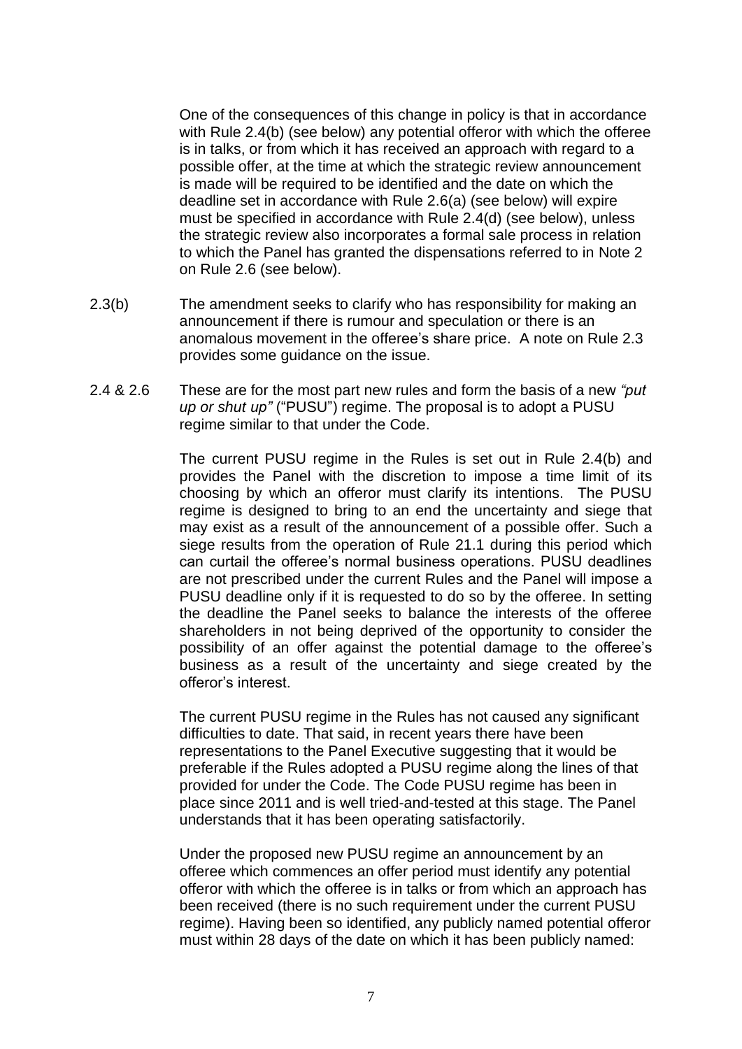One of the consequences of this change in policy is that in accordance with Rule 2.4(b) (see below) any potential offeror with which the offeree is in talks, or from which it has received an approach with regard to a possible offer, at the time at which the strategic review announcement is made will be required to be identified and the date on which the deadline set in accordance with Rule 2.6(a) (see below) will expire must be specified in accordance with Rule 2.4(d) (see below), unless the strategic review also incorporates a formal sale process in relation to which the Panel has granted the dispensations referred to in Note 2 on Rule 2.6 (see below).

2.3(b) The amendment seeks to clarify who has responsibility for making an announcement if there is rumour and speculation or there is an anomalous movement in the offeree's share price. A note on Rule 2.3 provides some guidance on the issue.

2.4 & 2.6 These are for the most part new rules and form the basis of a new *"put up or shut up"* ("PUSU") regime. The proposal is to adopt a PUSU regime similar to that under the Code.

The current PUSU regime in the Rules is set out in Rule 2.4(b) and provides the Panel with the discretion to impose a time limit of its choosing by which an offeror must clarify its intentions. The PUSU regime is designed to bring to an end the uncertainty and siege that may exist as a result of the announcement of a possible offer. Such a siege results from the operation of Rule 21.1 during this period which can curtail the offeree's normal business operations. PUSU deadlines are not prescribed under the current Rules and the Panel will impose a PUSU deadline only if it is requested to do so by the offeree. In setting the deadline the Panel seeks to balance the interests of the offeree shareholders in not being deprived of the opportunity to consider the possibility of an offer against the potential damage to the offeree's business as a result of the uncertainty and siege created by the offeror's interest.

The current PUSU regime in the Rules has not caused any significant difficulties to date. That said, in recent years there have been representations to the Panel Executive suggesting that it would be preferable if the Rules adopted a PUSU regime along the lines of that provided for under the Code. The Code PUSU regime has been in place since 2011 and is well tried-and-tested at this stage. The Panel understands that it has been operating satisfactorily.

Under the proposed new PUSU regime an announcement by an offeree which commences an offer period must identify any potential offeror with which the offeree is in talks or from which an approach has been received (there is no such requirement under the current PUSU regime). Having been so identified, any publicly named potential offeror must within 28 days of the date on which it has been publicly named: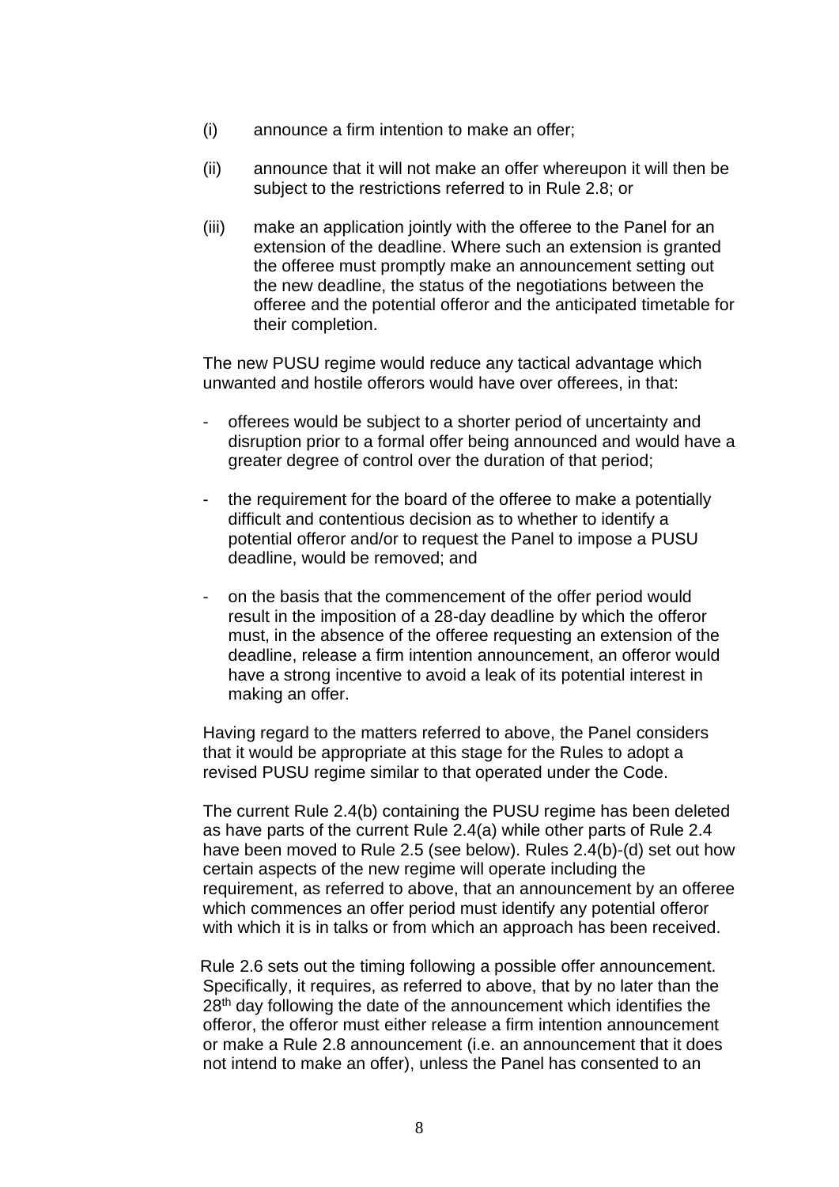(i) announce a firm intention to make an offer;

(ii) announce that it will not make an offer whereupon it will then be subject to the restrictions referred to in Rule 2.8; or

(iii) make an application jointly with the offeree to the Panel for an extension of the deadline. Where such an extension is granted the offeree must promptly make an announcement setting out the new deadline, the status of the negotiations between the offeree and the potential offeror and the anticipated timetable for their completion.

The new PUSU regime would reduce any tactical advantage which unwanted and hostile offerors would have over offerees, in that:

- offerees would be subject to a shorter period of uncertainty and disruption prior to a formal offer being announced and would have a greater degree of control over the duration of that period;

- the requirement for the board of the offeree to make a potentially difficult and contentious decision as to whether to identify a potential offeror and/or to request the Panel to impose a PUSU deadline, would be removed; and

- on the basis that the commencement of the offer period would result in the imposition of a 28-day deadline by which the offeror must, in the absence of the offeree requesting an extension of the deadline, release a firm intention announcement, an offeror would have a strong incentive to avoid a leak of its potential interest in making an offer.

Having regard to the matters referred to above, the Panel considers that it would be appropriate at this stage for the Rules to adopt a revised PUSU regime similar to that operated under the Code.

The current Rule 2.4(b) containing the PUSU regime has been deleted as have parts of the current Rule 2.4(a) while other parts of Rule 2.4 have been moved to Rule 2.5 (see below). Rules 2.4(b)-(d) set out how certain aspects of the new regime will operate including the requirement, as referred to above, that an announcement by an offeree which commences an offer period must identify any potential offeror with which it is in talks or from which an approach has been received.

Rule 2.6 sets out the timing following a possible offer announcement. Specifically, it requires, as referred to above, that by no later than the 28th day following the date of the announcement which identifies the offeror, the offeror must either release a firm intention announcement or make a Rule 2.8 announcement (i.e. an announcement that it does not intend to make an offer), unless the Panel has consented to an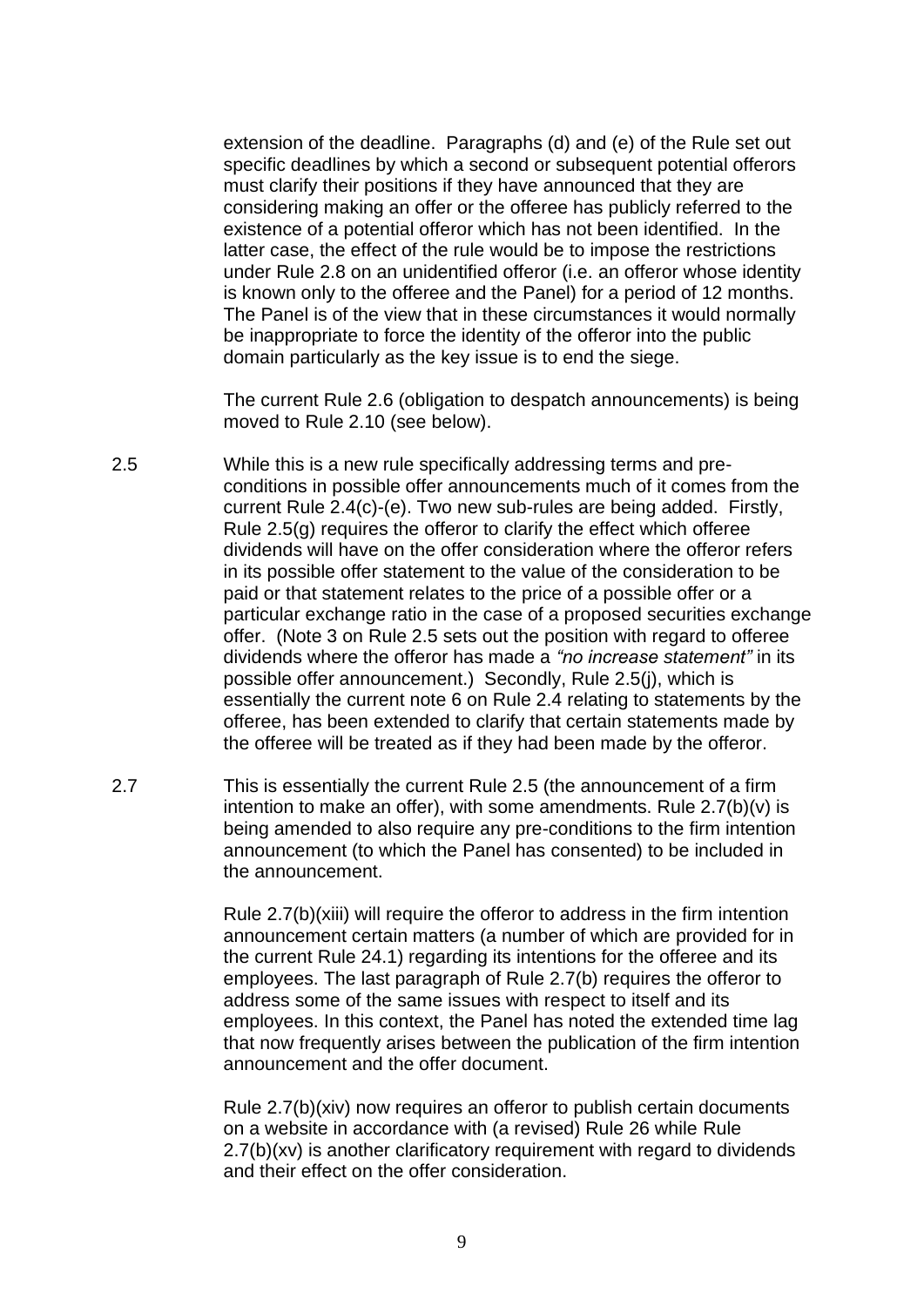extension of the deadline. Paragraphs (d) and (e) of the Rule set out specific deadlines by which a second or subsequent potential offerors must clarify their positions if they have announced that they are considering making an offer or the offeree has publicly referred to the existence of a potential offeror which has not been identified. In the latter case, the effect of the rule would be to impose the restrictions under Rule 2.8 on an unidentified offeror (i.e. an offeror whose identity is known only to the offeree and the Panel) for a period of 12 months. The Panel is of the view that in these circumstances it would normally be inappropriate to force the identity of the offeror into the public domain particularly as the key issue is to end the siege.

The current Rule 2.6 (obligation to despatch announcements) is being moved to Rule 2.10 (see below).

2.5 While this is a new rule specifically addressing terms and pre-conditions in possible offer announcements much of it comes from the current Rule 2.4(c)-(e). Two new sub-rules are being added. Firstly, Rule 2.5(g) requires the offeror to clarify the effect which offeree dividends will have on the offer consideration where the offeror refers in its possible offer statement to the value of the consideration to be paid or that statement relates to the price of a possible offer or a particular exchange ratio in the case of a proposed securities exchange offer. (Note 3 on Rule 2.5 sets out the position with regard to offeree dividends where the offeror has made a *"no increase statement"* in its possible offer announcement.) Secondly, Rule 2.5(j), which is essentially the current note 6 on Rule 2.4 relating to statements by the offeree, has been extended to clarify that certain statements made by the offeree will be treated as if they had been made by the offeror.

2.7 This is essentially the current Rule 2.5 (the announcement of a firm intention to make an offer), with some amendments. Rule 2.7(b)(v) is being amended to also require any pre-conditions to the firm intention announcement (to which the Panel has consented) to be included in the announcement.

Rule 2.7(b)(xiii) will require the offeror to address in the firm intention announcement certain matters (a number of which are provided for in the current Rule 24.1) regarding its intentions for the offeree and its employees. The last paragraph of Rule 2.7(b) requires the offeror to address some of the same issues with respect to itself and its employees. In this context, the Panel has noted the extended time lag that now frequently arises between the publication of the firm intention announcement and the offer document.

Rule 2.7(b)(xiv) now requires an offeror to publish certain documents on a website in accordance with (a revised) Rule 26 while Rule 2.7(b)(xv) is another clarificatory requirement with regard to dividends and their effect on the offer consideration.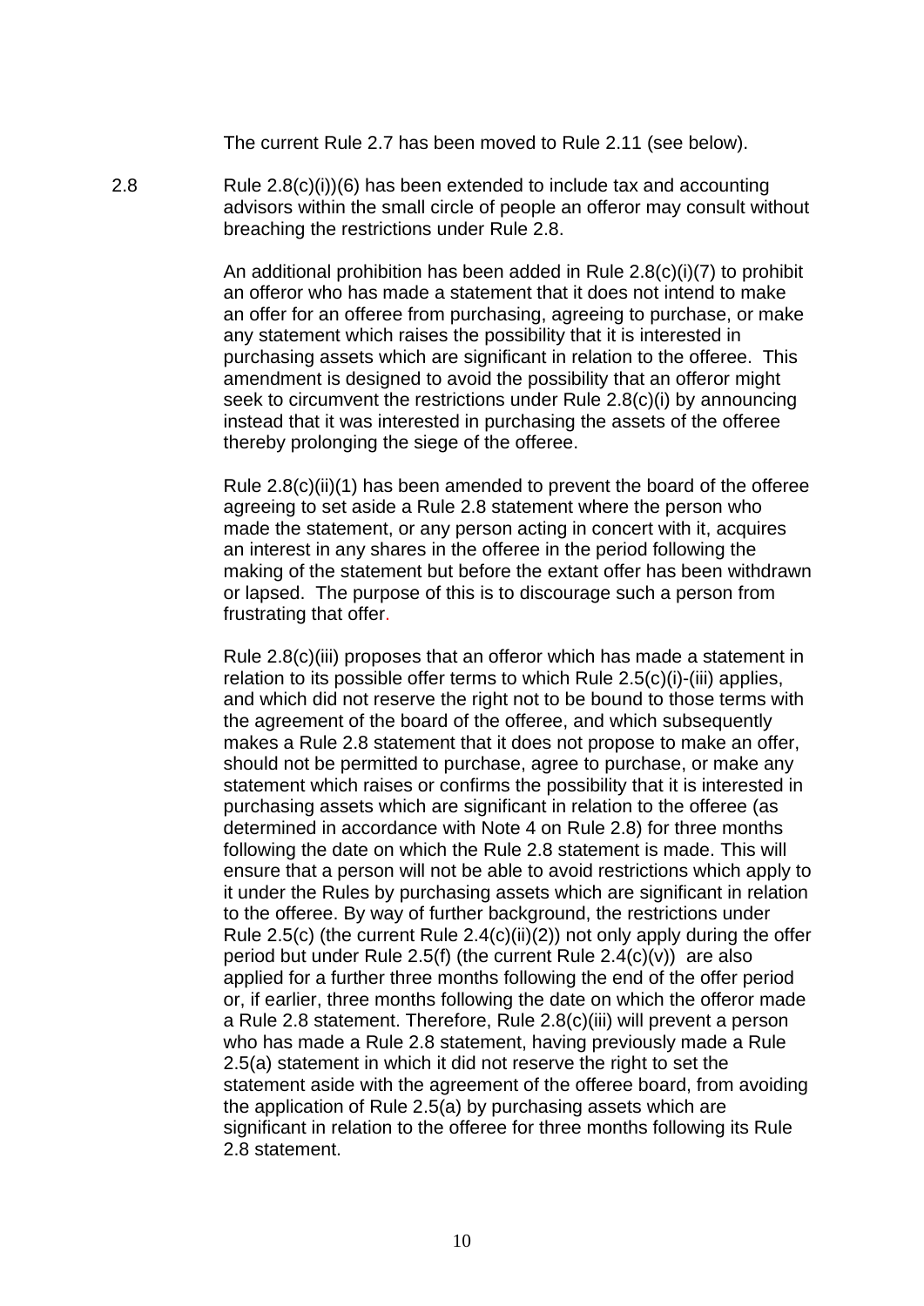The current Rule 2.7 has been moved to Rule 2.11 (see below).

2.8 Rule 2.8(c)(i))(6) has been extended to include tax and accounting advisors within the small circle of people an offeror may consult without breaching the restrictions under Rule 2.8.

An additional prohibition has been added in Rule 2.8(c)(i)(7) to prohibit an offeror who has made a statement that it does not intend to make an offer for an offeree from purchasing, agreeing to purchase, or make any statement which raises the possibility that it is interested in purchasing assets which are significant in relation to the offeree. This amendment is designed to avoid the possibility that an offeror might seek to circumvent the restrictions under Rule 2.8(c)(i) by announcing instead that it was interested in purchasing the assets of the offeree thereby prolonging the siege of the offeree.

Rule 2.8(c)(ii)(1) has been amended to prevent the board of the offeree agreeing to set aside a Rule 2.8 statement where the person who made the statement, or any person acting in concert with it, acquires an interest in any shares in the offeree in the period following the making of the statement but before the extant offer has been withdrawn or lapsed. The purpose of this is to discourage such a person from frustrating that offer.

Rule 2.8(c)(iii) proposes that an offeror which has made a statement in relation to its possible offer terms to which Rule 2.5(c)(i)-(iii) applies, and which did not reserve the right not to be bound to those terms with the agreement of the board of the offeree, and which subsequently makes a Rule 2.8 statement that it does not propose to make an offer, should not be permitted to purchase, agree to purchase, or make any statement which raises or confirms the possibility that it is interested in purchasing assets which are significant in relation to the offeree (as determined in accordance with Note 4 on Rule 2.8) for three months following the date on which the Rule 2.8 statement is made. This will ensure that a person will not be able to avoid restrictions which apply to it under the Rules by purchasing assets which are significant in relation to the offeree. By way of further background, the restrictions under Rule 2.5(c) (the current Rule 2.4(c)(ii)(2)) not only apply during the offer period but under Rule 2.5(f) (the current Rule 2.4(c)(v)) are also applied for a further three months following the end of the offer period or, if earlier, three months following the date on which the offeror made a Rule 2.8 statement. Therefore, Rule 2.8(c)(iii) will prevent a person who has made a Rule 2.8 statement, having previously made a Rule 2.5(a) statement in which it did not reserve the right to set the statement aside with the agreement of the offeree board, from avoiding the application of Rule 2.5(a) by purchasing assets which are significant in relation to the offeree for three months following its Rule 2.8 statement.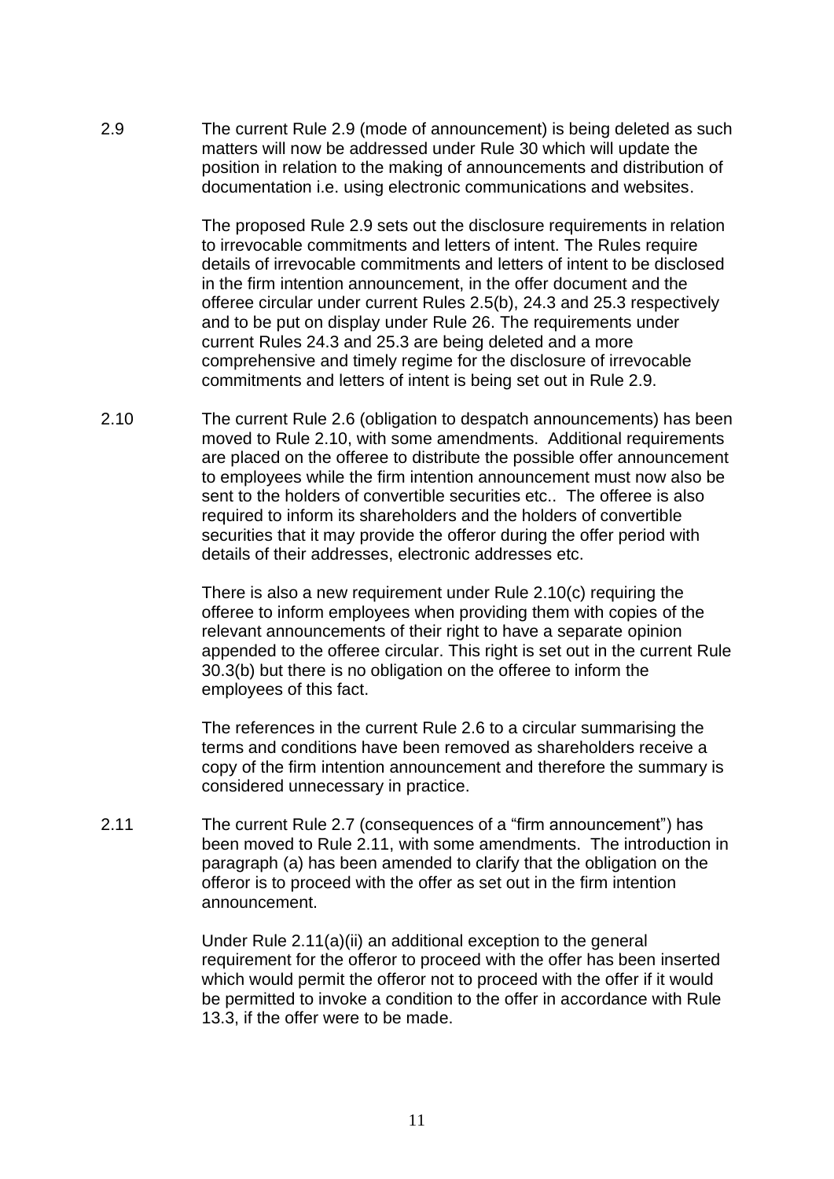2.9 The current Rule 2.9 (mode of announcement) is being deleted as such matters will now be addressed under Rule 30 which will update the position in relation to the making of announcements and distribution of documentation i.e. using electronic communications and websites.

The proposed Rule 2.9 sets out the disclosure requirements in relation to irrevocable commitments and letters of intent. The Rules require details of irrevocable commitments and letters of intent to be disclosed in the firm intention announcement, in the offer document and the offeree circular under current Rules 2.5(b), 24.3 and 25.3 respectively and to be put on display under Rule 26. The requirements under current Rules 24.3 and 25.3 are being deleted and a more comprehensive and timely regime for the disclosure of irrevocable commitments and letters of intent is being set out in Rule 2.9.

2.10 The current Rule 2.6 (obligation to despatch announcements) has been moved to Rule 2.10, with some amendments. Additional requirements are placed on the offeree to distribute the possible offer announcement to employees while the firm intention announcement must now also be sent to the holders of convertible securities etc.. The offeree is also required to inform its shareholders and the holders of convertible securities that it may provide the offeror during the offer period with details of their addresses, electronic addresses etc.

There is also a new requirement under Rule 2.10(c) requiring the offeree to inform employees when providing them with copies of the relevant announcements of their right to have a separate opinion appended to the offeree circular. This right is set out in the current Rule 30.3(b) but there is no obligation on the offeree to inform the employees of this fact.

The references in the current Rule 2.6 to a circular summarising the terms and conditions have been removed as shareholders receive a copy of the firm intention announcement and therefore the summary is considered unnecessary in practice.

2.11 The current Rule 2.7 (consequences of a "firm announcement") has been moved to Rule 2.11, with some amendments. The introduction in paragraph (a) has been amended to clarify that the obligation on the offeror is to proceed with the offer as set out in the firm intention announcement.

Under Rule 2.11(a)(ii) an additional exception to the general requirement for the offeror to proceed with the offer has been inserted which would permit the offeror not to proceed with the offer if it would be permitted to invoke a condition to the offer in accordance with Rule 13.3, if the offer were to be made.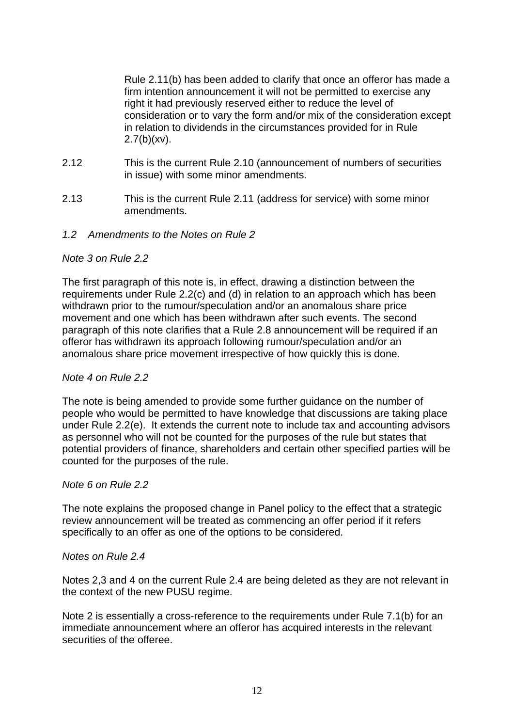Rule 2.11(b) has been added to clarify that once an offeror has made a firm intention announcement it will not be permitted to exercise any right it had previously reserved either to reduce the level of consideration or to vary the form and/or mix of the consideration except in relation to dividends in the circumstances provided for in Rule 2.7(b)(xv).

2.12 This is the current Rule 2.10 (announcement of numbers of securities in issue) with some minor amendments.

2.13 This is the current Rule 2.11 (address for service) with some minor amendments.

*1.2 Amendments to the Notes on Rule 2*

*Note 3 on Rule 2.2*

The first paragraph of this note is, in effect, drawing a distinction between the requirements under Rule 2.2(c) and (d) in relation to an approach which has been withdrawn prior to the rumour/speculation and/or an anomalous share price movement and one which has been withdrawn after such events. The second paragraph of this note clarifies that a Rule 2.8 announcement will be required if an offeror has withdrawn its approach following rumour/speculation and/or an anomalous share price movement irrespective of how quickly this is done.

*Note 4 on Rule 2.2*

The note is being amended to provide some further guidance on the number of people who would be permitted to have knowledge that discussions are taking place under Rule 2.2(e). It extends the current note to include tax and accounting advisors as personnel who will not be counted for the purposes of the rule but states that potential providers of finance, shareholders and certain other specified parties will be counted for the purposes of the rule.

*Note 6 on Rule 2.2*

The note explains the proposed change in Panel policy to the effect that a strategic review announcement will be treated as commencing an offer period if it refers specifically to an offer as one of the options to be considered.

*Notes on Rule 2.4*

Notes 2,3 and 4 on the current Rule 2.4 are being deleted as they are not relevant in the context of the new PUSU regime.

Note 2 is essentially a cross-reference to the requirements under Rule 7.1(b) for an immediate announcement where an offeror has acquired interests in the relevant securities of the offeree.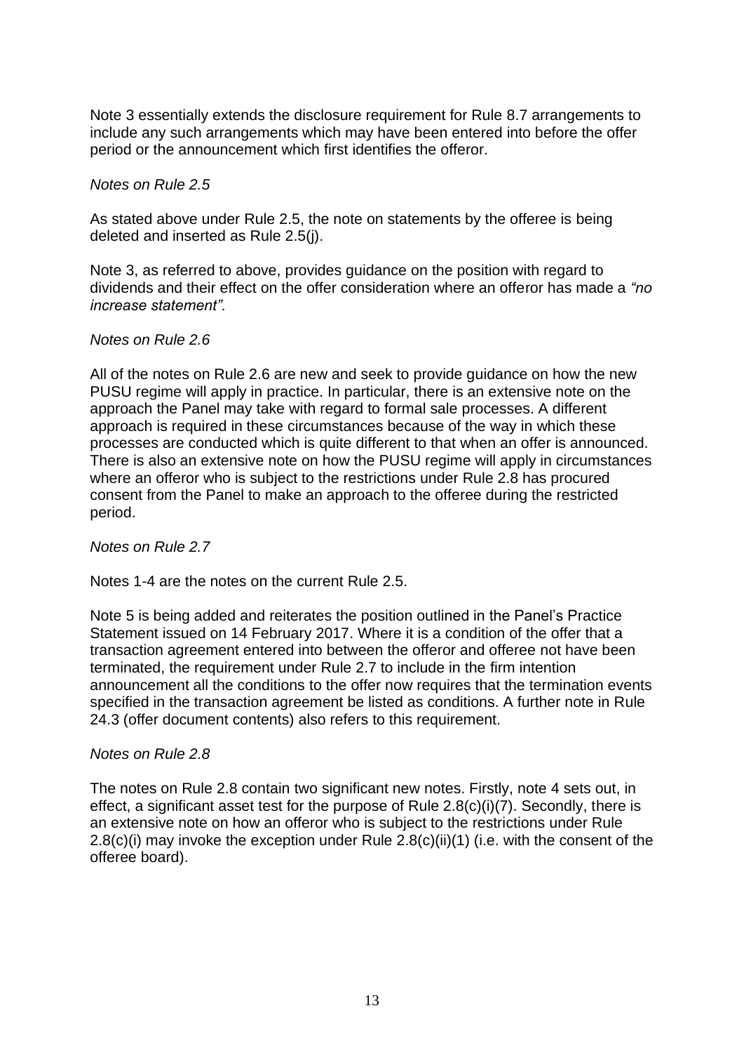Note 3 essentially extends the disclosure requirement for Rule 8.7 arrangements to include any such arrangements which may have been entered into before the offer period or the announcement which first identifies the offeror.

*Notes on Rule 2.5*

As stated above under Rule 2.5, the note on statements by the offeree is being deleted and inserted as Rule 2.5(j).

Note 3, as referred to above, provides guidance on the position with regard to dividends and their effect on the offer consideration where an offeror has made a *"no increase statement".*

*Notes on Rule 2.6*

All of the notes on Rule 2.6 are new and seek to provide guidance on how the new PUSU regime will apply in practice. In particular, there is an extensive note on the approach the Panel may take with regard to formal sale processes. A different approach is required in these circumstances because of the way in which these processes are conducted which is quite different to that when an offer is announced. There is also an extensive note on how the PUSU regime will apply in circumstances where an offeror who is subject to the restrictions under Rule 2.8 has procured consent from the Panel to make an approach to the offeree during the restricted period.

*Notes on Rule 2.7*

Notes 1-4 are the notes on the current Rule 2.5.

Note 5 is being added and reiterates the position outlined in the Panel's Practice Statement issued on 14 February 2017. Where it is a condition of the offer that a transaction agreement entered into between the offeror and offeree not have been terminated, the requirement under Rule 2.7 to include in the firm intention announcement all the conditions to the offer now requires that the termination events specified in the transaction agreement be listed as conditions. A further note in Rule 24.3 (offer document contents) also refers to this requirement.

*Notes on Rule 2.8*

The notes on Rule 2.8 contain two significant new notes. Firstly, note 4 sets out, in effect, a significant asset test for the purpose of Rule 2.8(c)(i)(7). Secondly, there is an extensive note on how an offeror who is subject to the restrictions under Rule 2.8(c)(i) may invoke the exception under Rule 2.8(c)(ii)(1) (i.e. with the consent of the offeree board).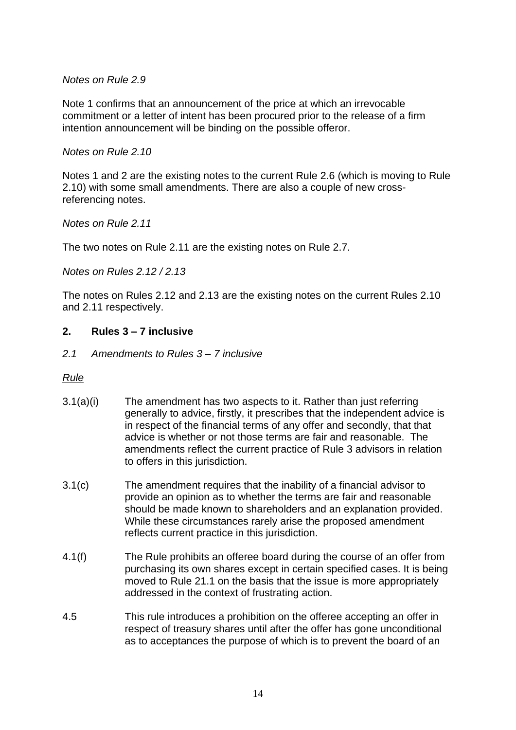*Notes on Rule 2.9*

Note 1 confirms that an announcement of the price at which an irrevocable commitment or a letter of intent has been procured prior to the release of a firm intention announcement will be binding on the possible offeror.

*Notes on Rule 2.10*

Notes 1 and 2 are the existing notes to the current Rule 2.6 (which is moving to Rule 2.10) with some small amendments. There are also a couple of new cross-referencing notes.

*Notes on Rule 2.11*

The two notes on Rule 2.11 are the existing notes on Rule 2.7.

*Notes on Rules 2.12 / 2.13*

The notes on Rules 2.12 and 2.13 are the existing notes on the current Rules 2.10 and 2.11 respectively.

## 2. Rules 3 – 7 inclusive

### *2.1 Amendments to Rules 3 – 7 inclusive*

<u>*Rule*</u>

3.1(a)(i) The amendment has two aspects to it. Rather than just referring generally to advice, firstly, it prescribes that the independent advice is in respect of the financial terms of any offer and secondly, that that advice is whether or not those terms are fair and reasonable. The amendments reflect the current practice of Rule 3 advisors in relation to offers in this jurisdiction.

3.1(c) The amendment requires that the inability of a financial advisor to provide an opinion as to whether the terms are fair and reasonable should be made known to shareholders and an explanation provided. While these circumstances rarely arise the proposed amendment reflects current practice in this jurisdiction.

4.1(f) The Rule prohibits an offeree board during the course of an offer from purchasing its own shares except in certain specified cases. It is being moved to Rule 21.1 on the basis that the issue is more appropriately addressed in the context of frustrating action.

4.5 This rule introduces a prohibition on the offeree accepting an offer in respect of treasury shares until after the offer has gone unconditional as to acceptances the purpose of which is to prevent the board of an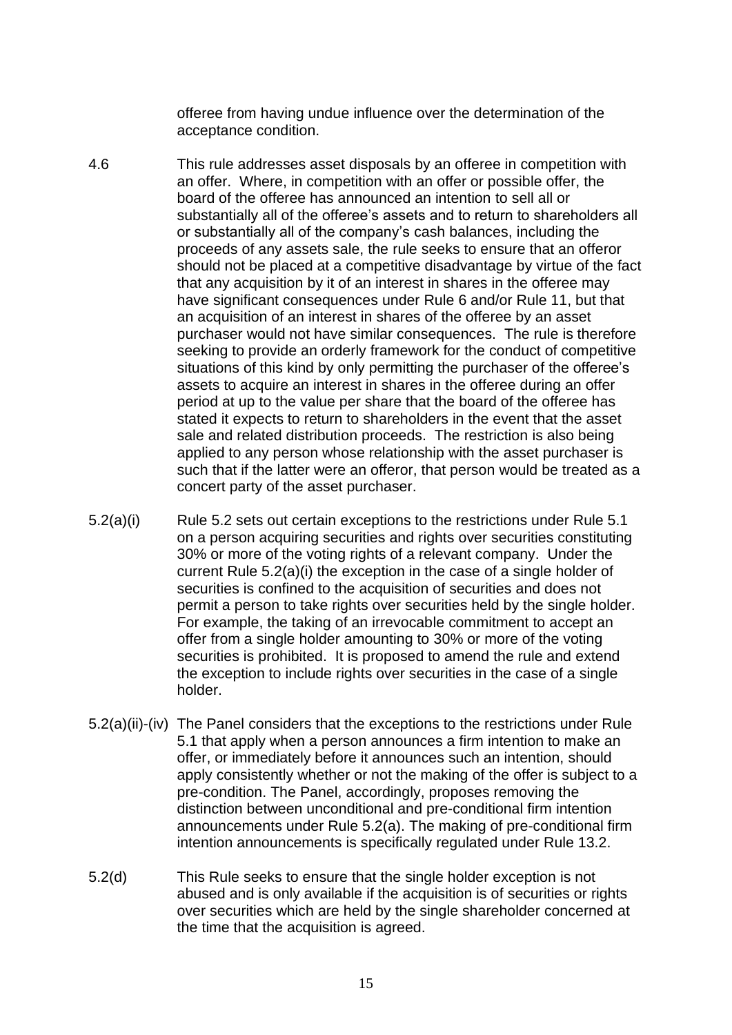offeree from having undue influence over the determination of the acceptance condition.

| | |
|---|---|
| 4.6 | This rule addresses asset disposals by an offeree in competition with an offer. Where, in competition with an offer or possible offer, the board of the offeree has announced an intention to sell all or substantially all of the offeree's assets and to return to shareholders all or substantially all of the company's cash balances, including the proceeds of any assets sale, the rule seeks to ensure that an offeror should not be placed at a competitive disadvantage by virtue of the fact that any acquisition by it of an interest in shares in the offeree may have significant consequences under Rule 6 and/or Rule 11, but that an acquisition of an interest in shares of the offeree by an asset purchaser would not have similar consequences. The rule is therefore seeking to provide an orderly framework for the conduct of competitive situations of this kind by only permitting the purchaser of the offeree's assets to acquire an interest in shares in the offeree during an offer period at up to the value per share that the board of the offeree has stated it expects to return to shareholders in the event that the asset sale and related distribution proceeds. The restriction is also being applied to any person whose relationship with the asset purchaser is such that if the latter were an offeror, that person would be treated as a concert party of the asset purchaser. |
| 5.2(a)(i) | Rule 5.2 sets out certain exceptions to the restrictions under Rule 5.1 on a person acquiring securities and rights over securities constituting 30% or more of the voting rights of a relevant company. Under the current Rule 5.2(a)(i) the exception in the case of a single holder of securities is confined to the acquisition of securities and does not permit a person to take rights over securities held by the single holder. For example, the taking of an irrevocable commitment to accept an offer from a single holder amounting to 30% or more of the voting securities is prohibited. It is proposed to amend the rule and extend the exception to include rights over securities in the case of a single holder. |
| 5.2(a)(ii)-(iv) | The Panel considers that the exceptions to the restrictions under Rule 5.1 that apply when a person announces a firm intention to make an offer, or immediately before it announces such an intention, should apply consistently whether or not the making of the offer is subject to a pre-condition. The Panel, accordingly, proposes removing the distinction between unconditional and pre-conditional firm intention announcements under Rule 5.2(a). The making of pre-conditional firm intention announcements is specifically regulated under Rule 13.2. |
| 5.2(d) | This Rule seeks to ensure that the single holder exception is not abused and is only available if the acquisition is of securities or rights over securities which are held by the single shareholder concerned at the time that the acquisition is agreed. |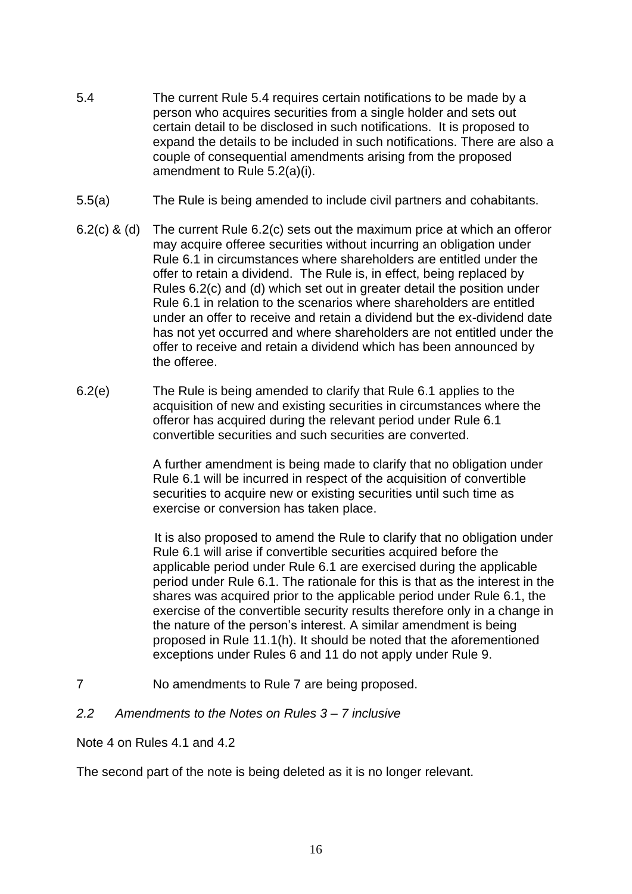5.4 The current Rule 5.4 requires certain notifications to be made by a person who acquires securities from a single holder and sets out certain detail to be disclosed in such notifications. It is proposed to expand the details to be included in such notifications. There are also a couple of consequential amendments arising from the proposed amendment to Rule 5.2(a)(i).

5.5(a) The Rule is being amended to include civil partners and cohabitants.

6.2(c) & (d) The current Rule 6.2(c) sets out the maximum price at which an offeror may acquire offeree securities without incurring an obligation under Rule 6.1 in circumstances where shareholders are entitled under the offer to retain a dividend. The Rule is, in effect, being replaced by Rules 6.2(c) and (d) which set out in greater detail the position under Rule 6.1 in relation to the scenarios where shareholders are entitled under an offer to receive and retain a dividend but the ex-dividend date has not yet occurred and where shareholders are not entitled under the offer to receive and retain a dividend which has been announced by the offeree.

6.2(e) The Rule is being amended to clarify that Rule 6.1 applies to the acquisition of new and existing securities in circumstances where the offeror has acquired during the relevant period under Rule 6.1 convertible securities and such securities are converted.

A further amendment is being made to clarify that no obligation under Rule 6.1 will be incurred in respect of the acquisition of convertible securities to acquire new or existing securities until such time as exercise or conversion has taken place.

It is also proposed to amend the Rule to clarify that no obligation under Rule 6.1 will arise if convertible securities acquired before the applicable period under Rule 6.1 are exercised during the applicable period under Rule 6.1. The rationale for this is that as the interest in the shares was acquired prior to the applicable period under Rule 6.1, the exercise of the convertible security results therefore only in a change in the nature of the person's interest. A similar amendment is being proposed in Rule 11.1(h). It should be noted that the aforementioned exceptions under Rules 6 and 11 do not apply under Rule 9.

7 No amendments to Rule 7 are being proposed.

*2.2 Amendments to the Notes on Rules 3 – 7 inclusive*

Note 4 on Rules 4.1 and 4.2

The second part of the note is being deleted as it is no longer relevant.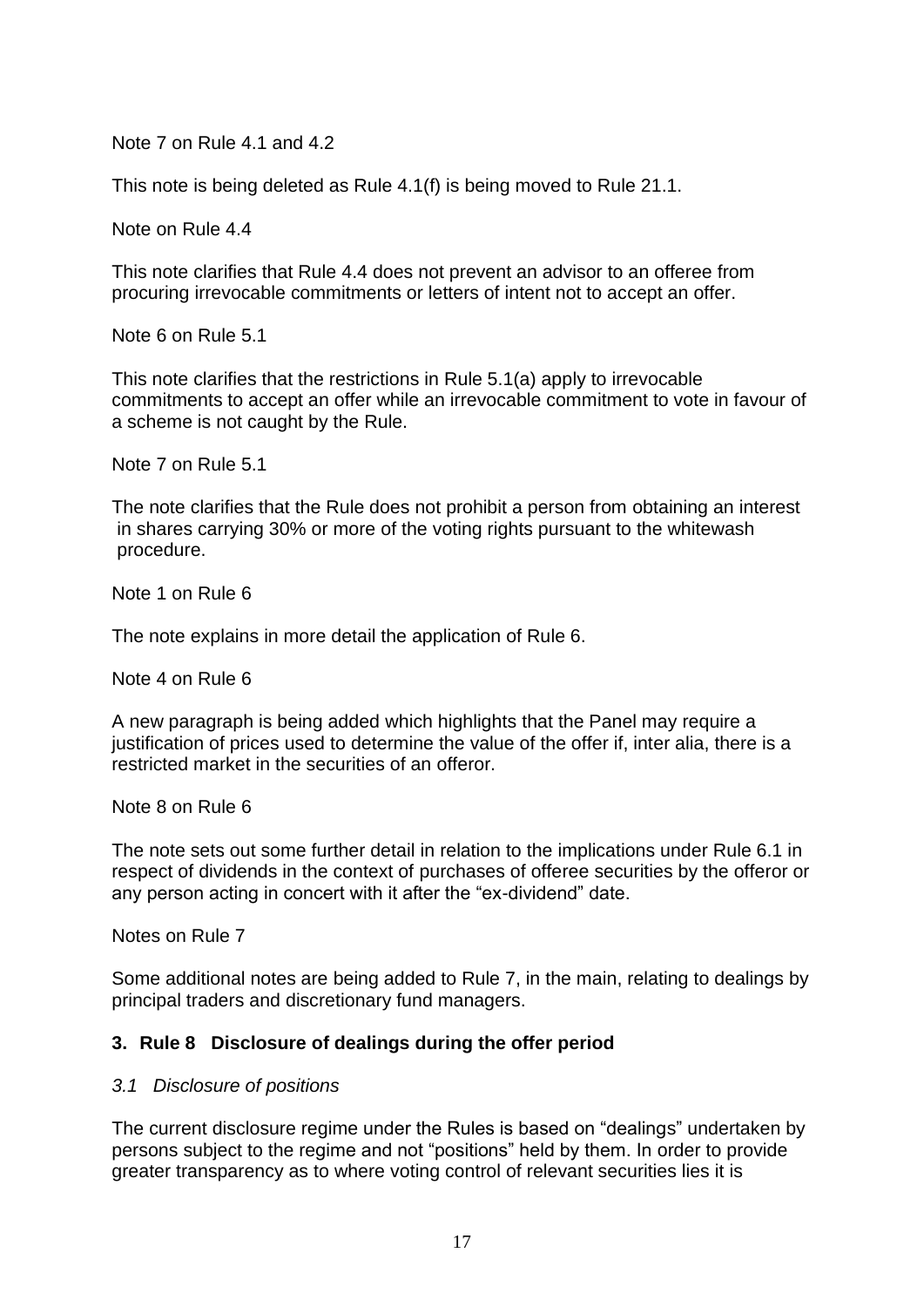Note 7 on Rule 4.1 and 4.2

This note is being deleted as Rule 4.1(f) is being moved to Rule 21.1.

Note on Rule 4.4

This note clarifies that Rule 4.4 does not prevent an advisor to an offeree from procuring irrevocable commitments or letters of intent not to accept an offer.

Note 6 on Rule 5.1

This note clarifies that the restrictions in Rule 5.1(a) apply to irrevocable commitments to accept an offer while an irrevocable commitment to vote in favour of a scheme is not caught by the Rule.

Note 7 on Rule 5.1

The note clarifies that the Rule does not prohibit a person from obtaining an interest in shares carrying 30% or more of the voting rights pursuant to the whitewash procedure.

Note 1 on Rule 6

The note explains in more detail the application of Rule 6.

Note 4 on Rule 6

A new paragraph is being added which highlights that the Panel may require a justification of prices used to determine the value of the offer if, inter alia, there is a restricted market in the securities of an offeror.

Note 8 on Rule 6

The note sets out some further detail in relation to the implications under Rule 6.1 in respect of dividends in the context of purchases of offeree securities by the offeror or any person acting in concert with it after the "ex-dividend" date.

Notes on Rule 7

Some additional notes are being added to Rule 7, in the main, relating to dealings by principal traders and discretionary fund managers.

## 3. Rule 8 Disclosure of dealings during the offer period

### *3.1 Disclosure of positions*

The current disclosure regime under the Rules is based on "dealings" undertaken by persons subject to the regime and not "positions" held by them. In order to provide greater transparency as to where voting control of relevant securities lies it is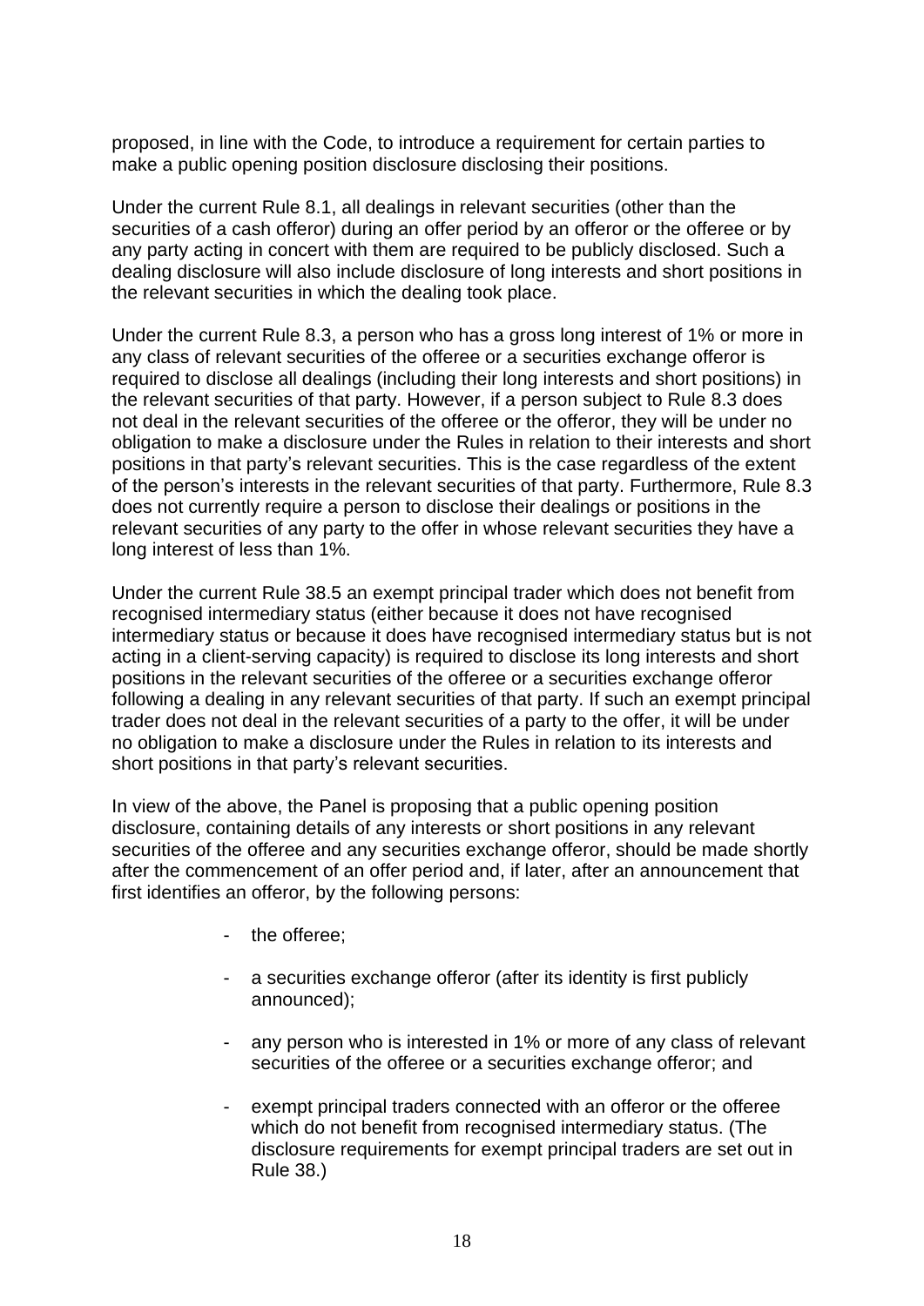proposed, in line with the Code, to introduce a requirement for certain parties to make a public opening position disclosure disclosing their positions.

Under the current Rule 8.1, all dealings in relevant securities (other than the securities of a cash offeror) during an offer period by an offeror or the offeree or by any party acting in concert with them are required to be publicly disclosed. Such a dealing disclosure will also include disclosure of long interests and short positions in the relevant securities in which the dealing took place.

Under the current Rule 8.3, a person who has a gross long interest of 1% or more in any class of relevant securities of the offeree or a securities exchange offeror is required to disclose all dealings (including their long interests and short positions) in the relevant securities of that party. However, if a person subject to Rule 8.3 does not deal in the relevant securities of the offeree or the offeror, they will be under no obligation to make a disclosure under the Rules in relation to their interests and short positions in that party's relevant securities. This is the case regardless of the extent of the person's interests in the relevant securities of that party. Furthermore, Rule 8.3 does not currently require a person to disclose their dealings or positions in the relevant securities of any party to the offer in whose relevant securities they have a long interest of less than 1%.

Under the current Rule 38.5 an exempt principal trader which does not benefit from recognised intermediary status (either because it does not have recognised intermediary status or because it does have recognised intermediary status but is not acting in a client-serving capacity) is required to disclose its long interests and short positions in the relevant securities of the offeree or a securities exchange offeror following a dealing in any relevant securities of that party. If such an exempt principal trader does not deal in the relevant securities of a party to the offer, it will be under no obligation to make a disclosure under the Rules in relation to its interests and short positions in that party's relevant securities.

In view of the above, the Panel is proposing that a public opening position disclosure, containing details of any interests or short positions in any relevant securities of the offeree and any securities exchange offeror, should be made shortly after the commencement of an offer period and, if later, after an announcement that first identifies an offeror, by the following persons:

- the offeree;
- a securities exchange offeror (after its identity is first publicly announced);
- any person who is interested in 1% or more of any class of relevant securities of the offeree or a securities exchange offeror; and
- exempt principal traders connected with an offeror or the offeree which do not benefit from recognised intermediary status. (The disclosure requirements for exempt principal traders are set out in Rule 38.)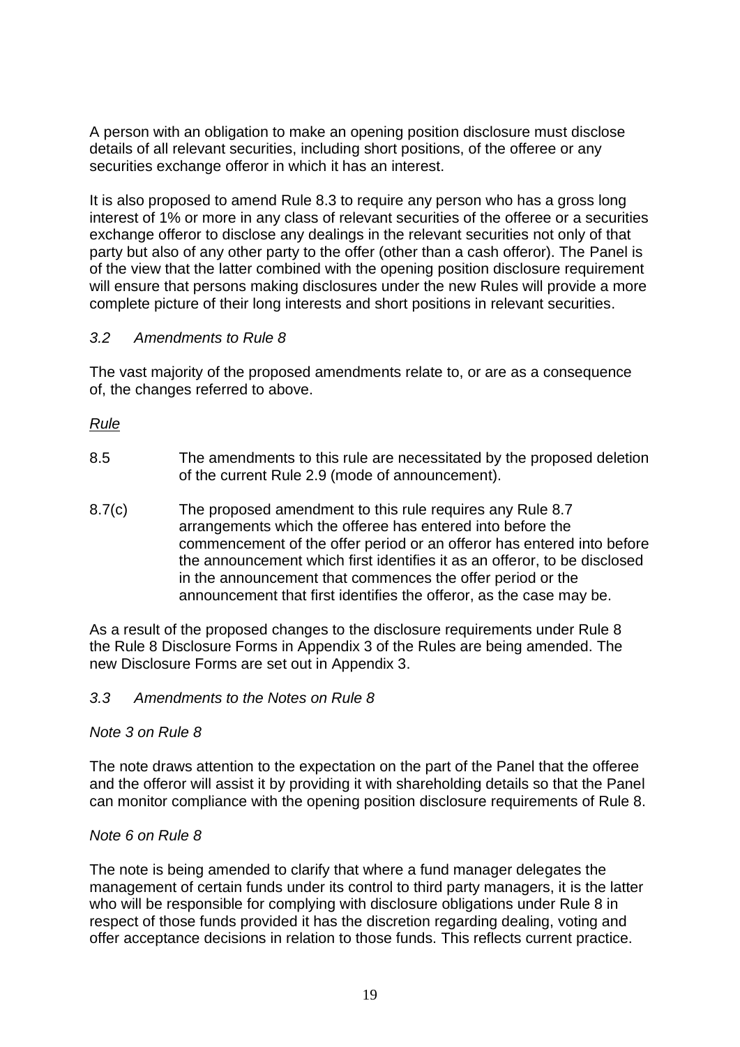A person with an obligation to make an opening position disclosure must disclose details of all relevant securities, including short positions, of the offeree or any securities exchange offeror in which it has an interest.

It is also proposed to amend Rule 8.3 to require any person who has a gross long interest of 1% or more in any class of relevant securities of the offeree or a securities exchange offeror to disclose any dealings in the relevant securities not only of that party but also of any other party to the offer (other than a cash offeror). The Panel is of the view that the latter combined with the opening position disclosure requirement will ensure that persons making disclosures under the new Rules will provide a more complete picture of their long interests and short positions in relevant securities.

### *3.2 Amendments to Rule 8*

The vast majority of the proposed amendments relate to, or are as a consequence of, the changes referred to above.

*Rule*

8.5 The amendments to this rule are necessitated by the proposed deletion of the current Rule 2.9 (mode of announcement).

8.7(c) The proposed amendment to this rule requires any Rule 8.7 arrangements which the offeree has entered into before the commencement of the offer period or an offeror has entered into before the announcement which first identifies it as an offeror, to be disclosed in the announcement that commences the offer period or the announcement that first identifies the offeror, as the case may be.

As a result of the proposed changes to the disclosure requirements under Rule 8 the Rule 8 Disclosure Forms in Appendix 3 of the Rules are being amended. The new Disclosure Forms are set out in Appendix 3.

### *3.3 Amendments to the Notes on Rule 8*

*Note 3 on Rule 8*

The note draws attention to the expectation on the part of the Panel that the offeree and the offeror will assist it by providing it with shareholding details so that the Panel can monitor compliance with the opening position disclosure requirements of Rule 8.

*Note 6 on Rule 8*

The note is being amended to clarify that where a fund manager delegates the management of certain funds under its control to third party managers, it is the latter who will be responsible for complying with disclosure obligations under Rule 8 in respect of those funds provided it has the discretion regarding dealing, voting and offer acceptance decisions in relation to those funds. This reflects current practice.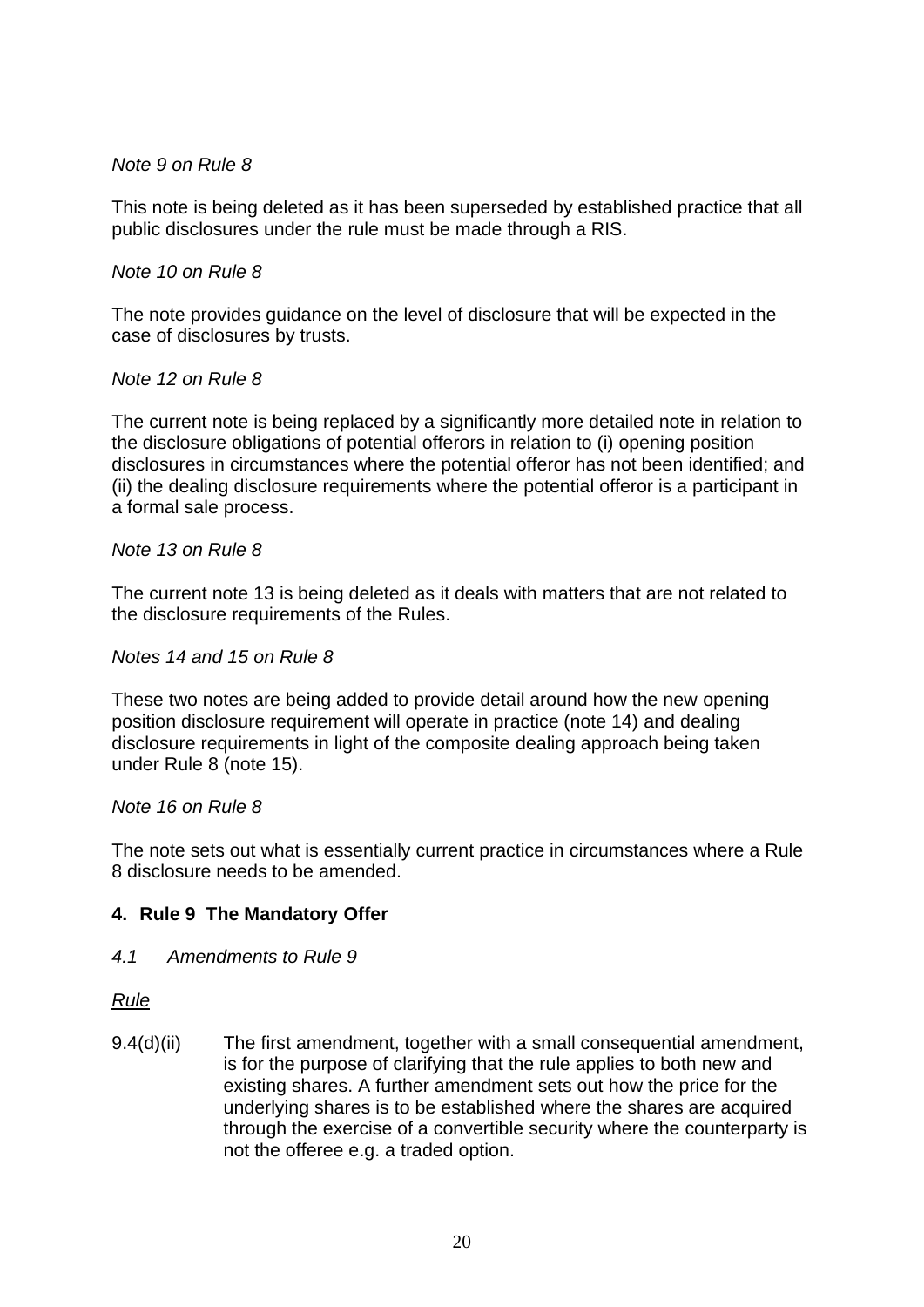*Note 9 on Rule 8*

This note is being deleted as it has been superseded by established practice that all public disclosures under the rule must be made through a RIS.

*Note 10 on Rule 8*

The note provides guidance on the level of disclosure that will be expected in the case of disclosures by trusts.

*Note 12 on Rule 8*

The current note is being replaced by a significantly more detailed note in relation to the disclosure obligations of potential offerors in relation to (i) opening position disclosures in circumstances where the potential offeror has not been identified; and (ii) the dealing disclosure requirements where the potential offeror is a participant in a formal sale process.

*Note 13 on Rule 8*

The current note 13 is being deleted as it deals with matters that are not related to the disclosure requirements of the Rules.

*Notes 14 and 15 on Rule 8*

These two notes are being added to provide detail around how the new opening position disclosure requirement will operate in practice (note 14) and dealing disclosure requirements in light of the composite dealing approach being taken under Rule 8 (note 15).

*Note 16 on Rule 8*

The note sets out what is essentially current practice in circumstances where a Rule 8 disclosure needs to be amended.

## 4. Rule 9 The Mandatory Offer

### *4.1 Amendments to Rule 9*

<u>*Rule*</u>

9.4(d)(ii) The first amendment, together with a small consequential amendment, is for the purpose of clarifying that the rule applies to both new and existing shares. A further amendment sets out how the price for the underlying shares is to be established where the shares are acquired through the exercise of a convertible security where the counterparty is not the offeree e.g. a traded option.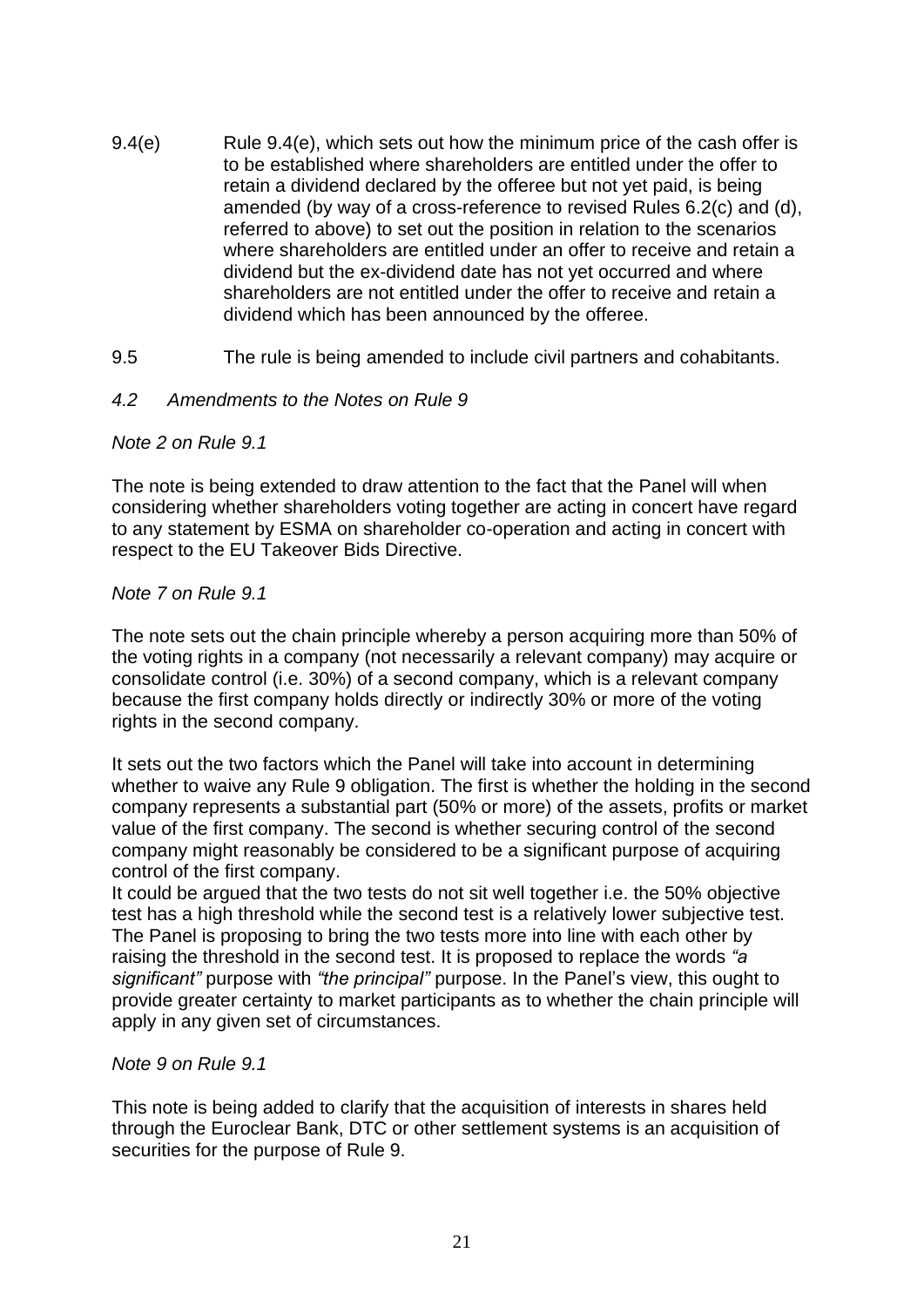9.4(e) Rule 9.4(e), which sets out how the minimum price of the cash offer is to be established where shareholders are entitled under the offer to retain a dividend declared by the offeree but not yet paid, is being amended (by way of a cross-reference to revised Rules 6.2(c) and (d), referred to above) to set out the position in relation to the scenarios where shareholders are entitled under an offer to receive and retain a dividend but the ex-dividend date has not yet occurred and where shareholders are not entitled under the offer to receive and retain a dividend which has been announced by the offeree.

9.5 The rule is being amended to include civil partners and cohabitants.

### *4.2 Amendments to the Notes on Rule 9*

*Note 2 on Rule 9.1*

The note is being extended to draw attention to the fact that the Panel will when considering whether shareholders voting together are acting in concert have regard to any statement by ESMA on shareholder co-operation and acting in concert with respect to the EU Takeover Bids Directive.

*Note 7 on Rule 9.1*

The note sets out the chain principle whereby a person acquiring more than 50% of the voting rights in a company (not necessarily a relevant company) may acquire or consolidate control (i.e. 30%) of a second company, which is a relevant company because the first company holds directly or indirectly 30% or more of the voting rights in the second company.

It sets out the two factors which the Panel will take into account in determining whether to waive any Rule 9 obligation. The first is whether the holding in the second company represents a substantial part (50% or more) of the assets, profits or market value of the first company. The second is whether securing control of the second company might reasonably be considered to be a significant purpose of acquiring control of the first company.

It could be argued that the two tests do not sit well together i.e. the 50% objective test has a high threshold while the second test is a relatively lower subjective test. The Panel is proposing to bring the two tests more into line with each other by raising the threshold in the second test. It is proposed to replace the words *"a significant"* purpose with *"the principal"* purpose. In the Panel's view, this ought to provide greater certainty to market participants as to whether the chain principle will apply in any given set of circumstances.

*Note 9 on Rule 9.1*

This note is being added to clarify that the acquisition of interests in shares held through the Euroclear Bank, DTC or other settlement systems is an acquisition of securities for the purpose of Rule 9.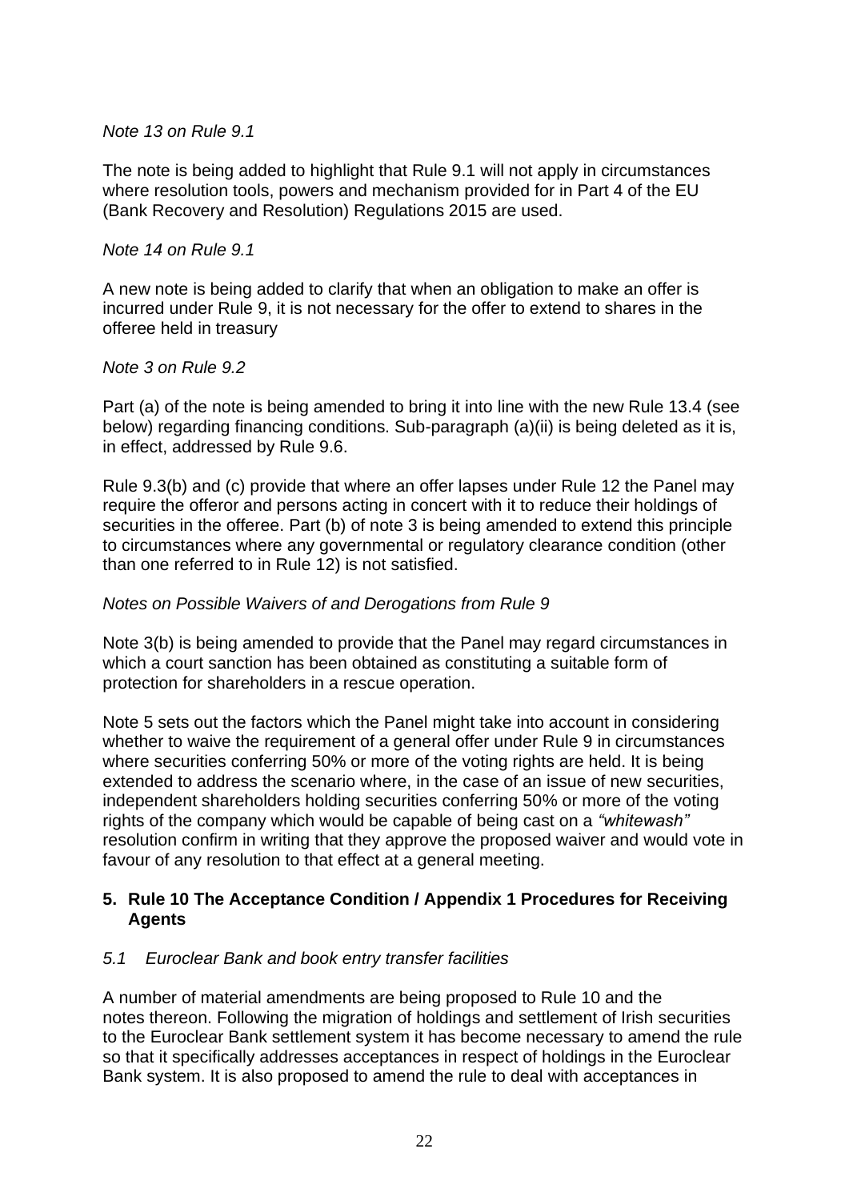*Note 13 on Rule 9.1*

The note is being added to highlight that Rule 9.1 will not apply in circumstances where resolution tools, powers and mechanism provided for in Part 4 of the EU (Bank Recovery and Resolution) Regulations 2015 are used.

*Note 14 on Rule 9.1*

A new note is being added to clarify that when an obligation to make an offer is incurred under Rule 9, it is not necessary for the offer to extend to shares in the offeree held in treasury

*Note 3 on Rule 9.2*

Part (a) of the note is being amended to bring it into line with the new Rule 13.4 (see below) regarding financing conditions. Sub-paragraph (a)(ii) is being deleted as it is, in effect, addressed by Rule 9.6.

Rule 9.3(b) and (c) provide that where an offer lapses under Rule 12 the Panel may require the offeror and persons acting in concert with it to reduce their holdings of securities in the offeree. Part (b) of note 3 is being amended to extend this principle to circumstances where any governmental or regulatory clearance condition (other than one referred to in Rule 12) is not satisfied.

*Notes on Possible Waivers of and Derogations from Rule 9*

Note 3(b) is being amended to provide that the Panel may regard circumstances in which a court sanction has been obtained as constituting a suitable form of protection for shareholders in a rescue operation.

Note 5 sets out the factors which the Panel might take into account in considering whether to waive the requirement of a general offer under Rule 9 in circumstances where securities conferring 50% or more of the voting rights are held. It is being extended to address the scenario where, in the case of an issue of new securities, independent shareholders holding securities conferring 50% or more of the voting rights of the company which would be capable of being cast on a *"whitewash"* resolution confirm in writing that they approve the proposed waiver and would vote in favour of any resolution to that effect at a general meeting.

## 5. Rule 10 The Acceptance Condition / Appendix 1 Procedures for Receiving Agents

*5.1 Euroclear Bank and book entry transfer facilities*

A number of material amendments are being proposed to Rule 10 and the notes thereon. Following the migration of holdings and settlement of Irish securities to the Euroclear Bank settlement system it has become necessary to amend the rule so that it specifically addresses acceptances in respect of holdings in the Euroclear Bank system. It is also proposed to amend the rule to deal with acceptances in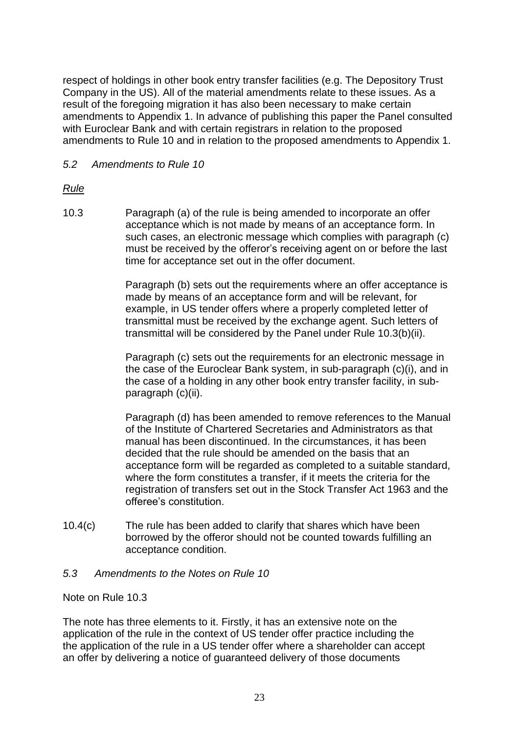respect of holdings in other book entry transfer facilities (e.g. The Depository Trust Company in the US). All of the material amendments relate to these issues. As a result of the foregoing migration it has also been necessary to make certain amendments to Appendix 1. In advance of publishing this paper the Panel consulted with Euroclear Bank and with certain registrars in relation to the proposed amendments to Rule 10 and in relation to the proposed amendments to Appendix 1.

### *5.2 Amendments to Rule 10*

*Rule*

10.3 Paragraph (a) of the rule is being amended to incorporate an offer acceptance which is not made by means of an acceptance form. In such cases, an electronic message which complies with paragraph (c) must be received by the offeror's receiving agent on or before the last time for acceptance set out in the offer document.

Paragraph (b) sets out the requirements where an offer acceptance is made by means of an acceptance form and will be relevant, for example, in US tender offers where a properly completed letter of transmittal must be received by the exchange agent. Such letters of transmittal will be considered by the Panel under Rule 10.3(b)(ii).

Paragraph (c) sets out the requirements for an electronic message in the case of the Euroclear Bank system, in sub-paragraph (c)(i), and in the case of a holding in any other book entry transfer facility, in sub-paragraph (c)(ii).

Paragraph (d) has been amended to remove references to the Manual of the Institute of Chartered Secretaries and Administrators as that manual has been discontinued. In the circumstances, it has been decided that the rule should be amended on the basis that an acceptance form will be regarded as completed to a suitable standard, where the form constitutes a transfer, if it meets the criteria for the registration of transfers set out in the Stock Transfer Act 1963 and the offeree's constitution.

10.4(c) The rule has been added to clarify that shares which have been borrowed by the offeror should not be counted towards fulfilling an acceptance condition.

### *5.3 Amendments to the Notes on Rule 10*

Note on Rule 10.3

The note has three elements to it. Firstly, it has an extensive note on the application of the rule in the context of US tender offer practice including the the application of the rule in a US tender offer where a shareholder can accept an offer by delivering a notice of guaranteed delivery of those documents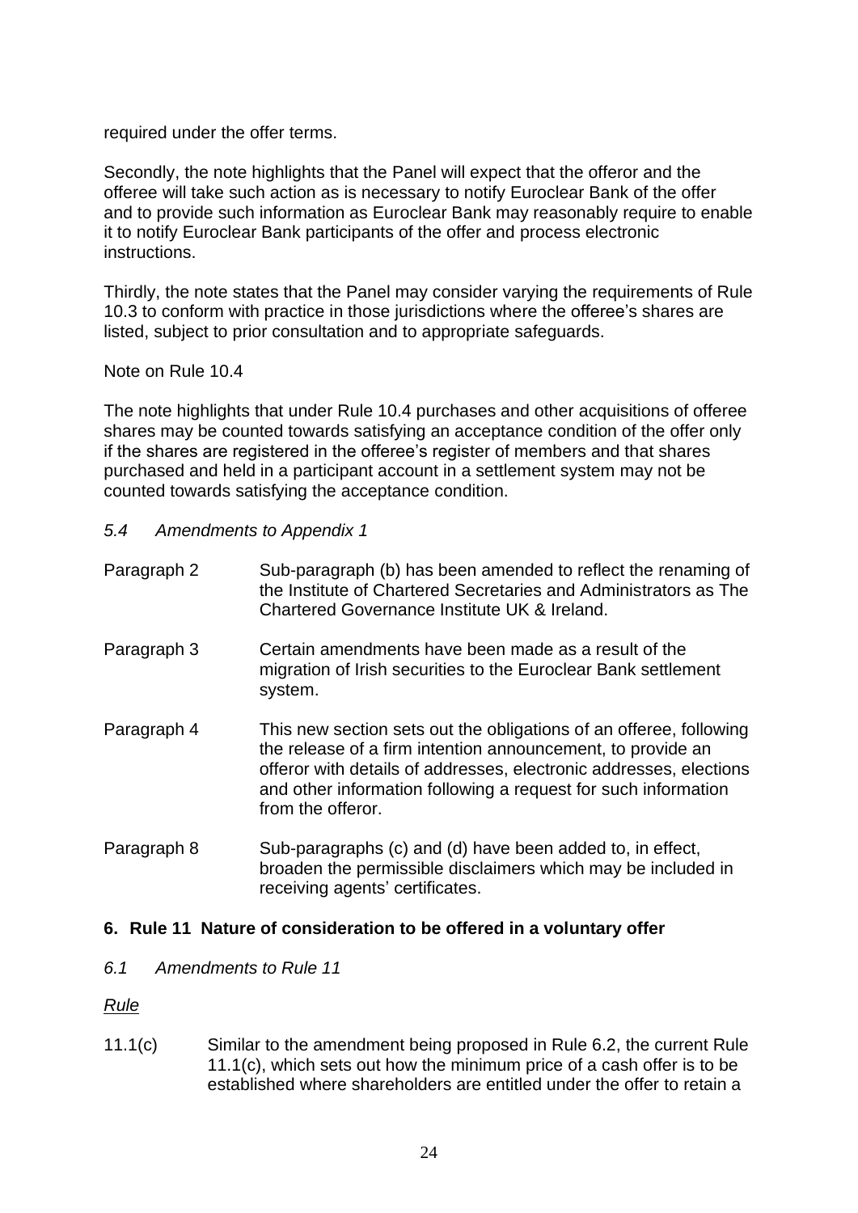required under the offer terms.

Secondly, the note highlights that the Panel will expect that the offeror and the offeree will take such action as is necessary to notify Euroclear Bank of the offer and to provide such information as Euroclear Bank may reasonably require to enable it to notify Euroclear Bank participants of the offer and process electronic instructions.

Thirdly, the note states that the Panel may consider varying the requirements of Rule 10.3 to conform with practice in those jurisdictions where the offeree's shares are listed, subject to prior consultation and to appropriate safeguards.

Note on Rule 10.4

The note highlights that under Rule 10.4 purchases and other acquisitions of offeree shares may be counted towards satisfying an acceptance condition of the offer only if the shares are registered in the offeree's register of members and that shares purchased and held in a participant account in a settlement system may not be counted towards satisfying the acceptance condition.

*5.4 Amendments to Appendix 1*

| | |
|---|---|
| Paragraph 2 | Sub-paragraph (b) has been amended to reflect the renaming of the Institute of Chartered Secretaries and Administrators as The Chartered Governance Institute UK & Ireland. |
| Paragraph 3 | Certain amendments have been made as a result of the migration of Irish securities to the Euroclear Bank settlement system. |
| Paragraph 4 | This new section sets out the obligations of an offeree, following the release of a firm intention announcement, to provide an offeror with details of addresses, electronic addresses, elections and other information following a request for such information from the offeror. |
| Paragraph 8 | Sub-paragraphs (c) and (d) have been added to, in effect, broaden the permissible disclaimers which may be included in receiving agents' certificates. |

## 6. Rule 11 Nature of consideration to be offered in a voluntary offer

*6.1 Amendments to Rule 11*

*Rule*

11.1(c) Similar to the amendment being proposed in Rule 6.2, the current Rule 11.1(c), which sets out how the minimum price of a cash offer is to be established where shareholders are entitled under the offer to retain a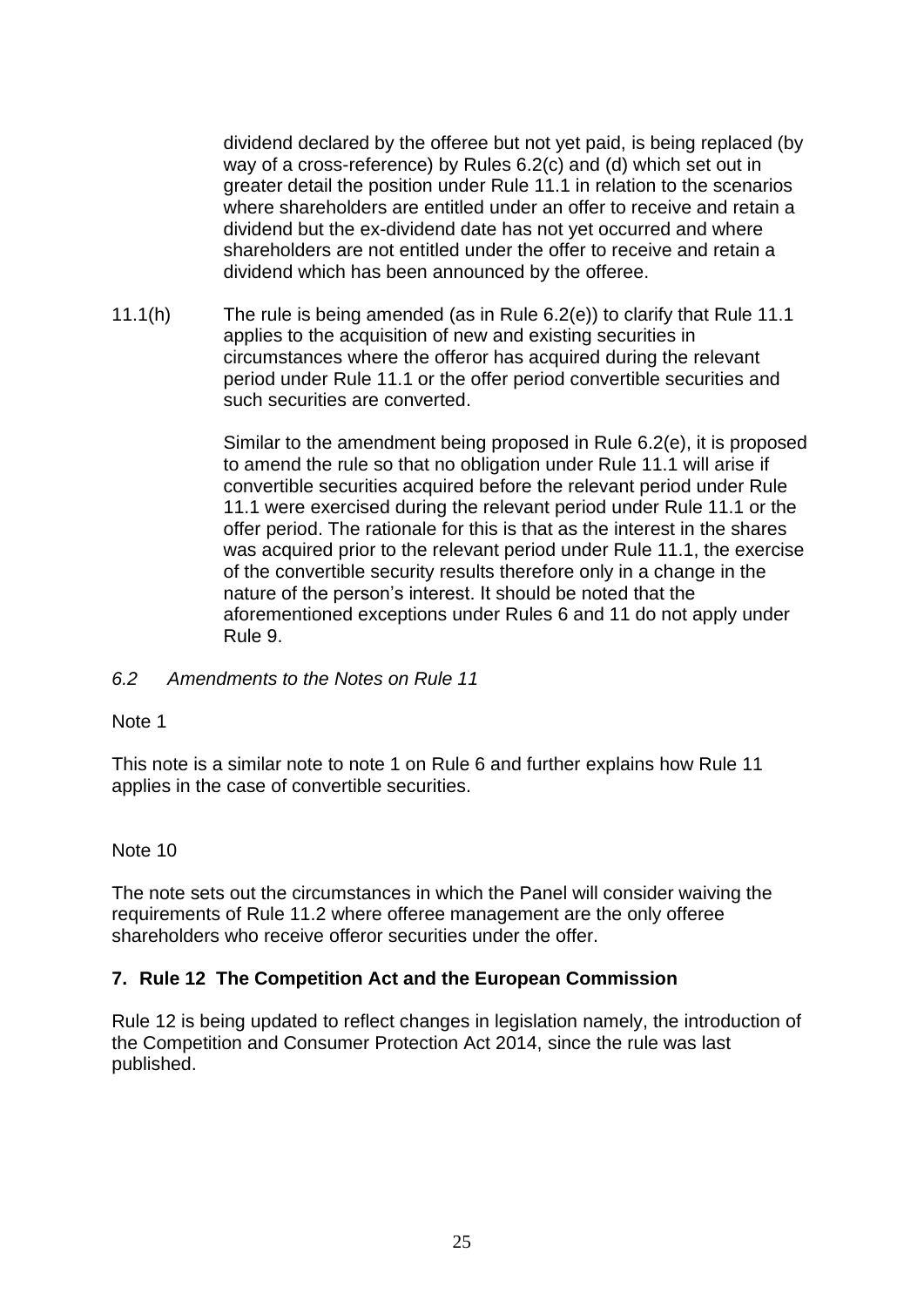dividend declared by the offeree but not yet paid, is being replaced (by way of a cross-reference) by Rules 6.2(c) and (d) which set out in greater detail the position under Rule 11.1 in relation to the scenarios where shareholders are entitled under an offer to receive and retain a dividend but the ex-dividend date has not yet occurred and where shareholders are not entitled under the offer to receive and retain a dividend which has been announced by the offeree.

11.1(h) The rule is being amended (as in Rule 6.2(e)) to clarify that Rule 11.1 applies to the acquisition of new and existing securities in circumstances where the offeror has acquired during the relevant period under Rule 11.1 or the offer period convertible securities and such securities are converted.

Similar to the amendment being proposed in Rule 6.2(e), it is proposed to amend the rule so that no obligation under Rule 11.1 will arise if convertible securities acquired before the relevant period under Rule 11.1 were exercised during the relevant period under Rule 11.1 or the offer period. The rationale for this is that as the interest in the shares was acquired prior to the relevant period under Rule 11.1, the exercise of the convertible security results therefore only in a change in the nature of the person's interest. It should be noted that the aforementioned exceptions under Rules 6 and 11 do not apply under Rule 9.

*6.2 Amendments to the Notes on Rule 11*

Note 1

This note is a similar note to note 1 on Rule 6 and further explains how Rule 11 applies in the case of convertible securities.

Note 10

The note sets out the circumstances in which the Panel will consider waiving the requirements of Rule 11.2 where offeree management are the only offeree shareholders who receive offeror securities under the offer.

## 7. Rule 12 The Competition Act and the European Commission

Rule 12 is being updated to reflect changes in legislation namely, the introduction of the Competition and Consumer Protection Act 2014, since the rule was last published.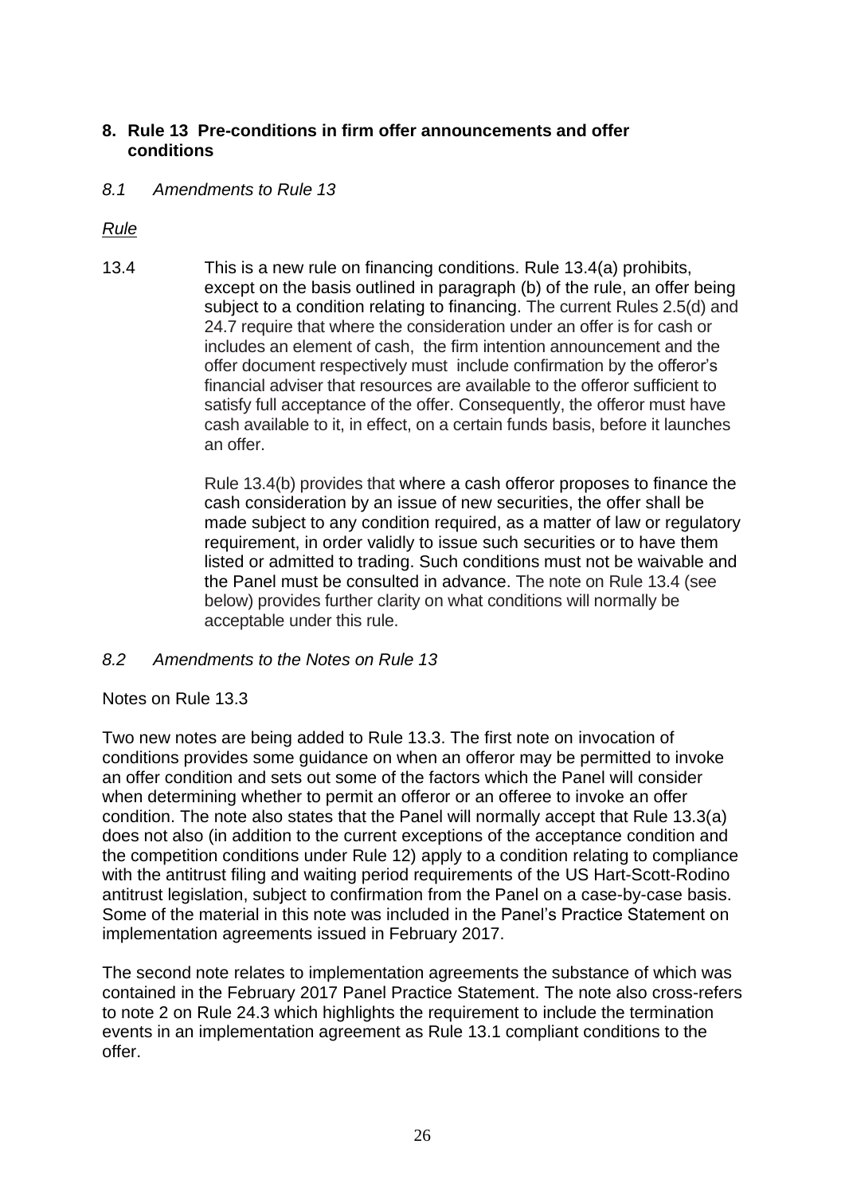## 8. Rule 13 Pre-conditions in firm offer announcements and offer conditions

### *8.1 Amendments to Rule 13*

*Rule*

13.4 This is a new rule on financing conditions. Rule 13.4(a) prohibits, except on the basis outlined in paragraph (b) of the rule, an offer being subject to a condition relating to financing. The current Rules 2.5(d) and 24.7 require that where the consideration under an offer is for cash or includes an element of cash, the firm intention announcement and the offer document respectively must include confirmation by the offeror's financial adviser that resources are available to the offeror sufficient to satisfy full acceptance of the offer. Consequently, the offeror must have cash available to it, in effect, on a certain funds basis, before it launches an offer.

Rule 13.4(b) provides that where a cash offeror proposes to finance the cash consideration by an issue of new securities, the offer shall be made subject to any condition required, as a matter of law or regulatory requirement, in order validly to issue such securities or to have them listed or admitted to trading. Such conditions must not be waivable and the Panel must be consulted in advance. The note on Rule 13.4 (see below) provides further clarity on what conditions will normally be acceptable under this rule.

### *8.2 Amendments to the Notes on Rule 13*

Notes on Rule 13.3

Two new notes are being added to Rule 13.3. The first note on invocation of conditions provides some guidance on when an offeror may be permitted to invoke an offer condition and sets out some of the factors which the Panel will consider when determining whether to permit an offeror or an offeree to invoke an offer condition. The note also states that the Panel will normally accept that Rule 13.3(a) does not also (in addition to the current exceptions of the acceptance condition and the competition conditions under Rule 12) apply to a condition relating to compliance with the antitrust filing and waiting period requirements of the US Hart-Scott-Rodino antitrust legislation, subject to confirmation from the Panel on a case-by-case basis. Some of the material in this note was included in the Panel's Practice Statement on implementation agreements issued in February 2017.

The second note relates to implementation agreements the substance of which was contained in the February 2017 Panel Practice Statement. The note also cross-refers to note 2 on Rule 24.3 which highlights the requirement to include the termination events in an implementation agreement as Rule 13.1 compliant conditions to the offer.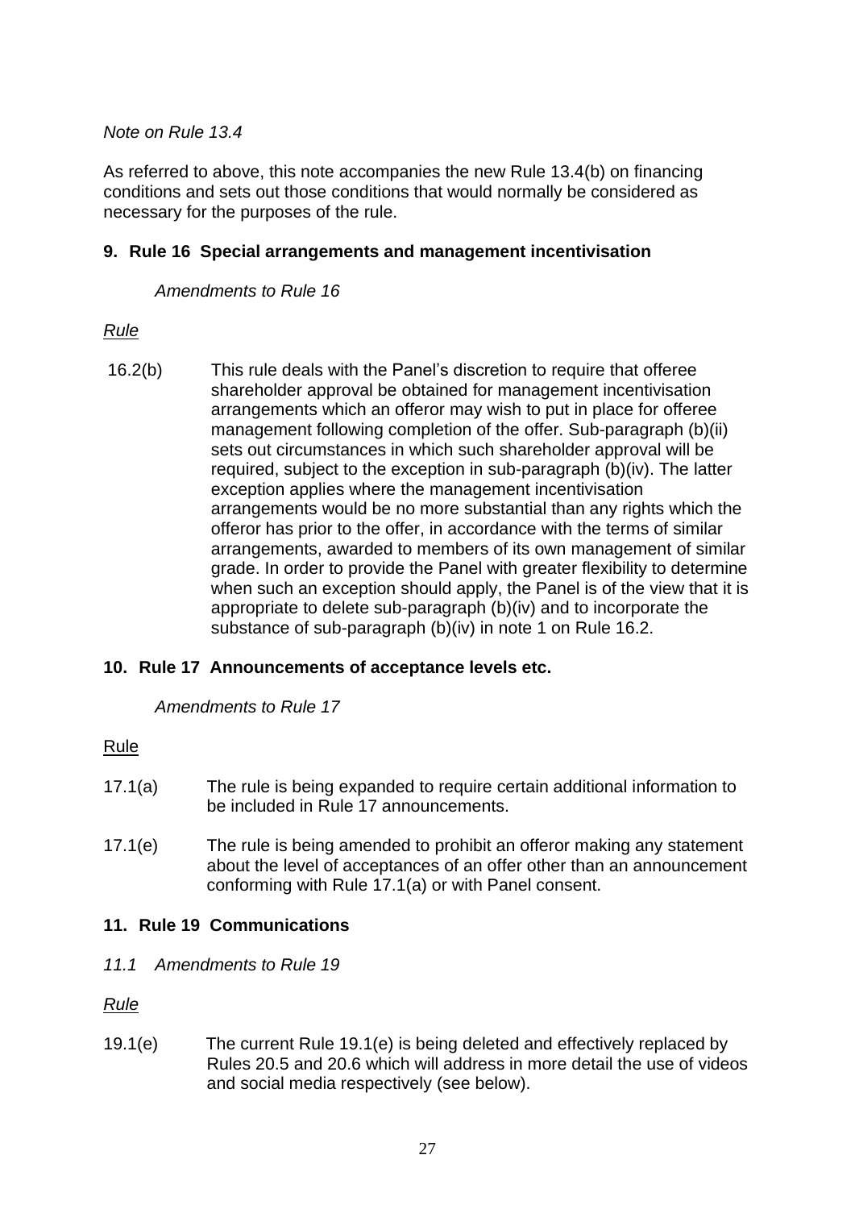*Note on Rule 13.4*

As referred to above, this note accompanies the new Rule 13.4(b) on financing conditions and sets out those conditions that would normally be considered as necessary for the purposes of the rule.

## 9. Rule 16 Special arrangements and management incentivisation

*Amendments to Rule 16*

*Rule*

16.2(b) This rule deals with the Panel's discretion to require that offeree shareholder approval be obtained for management incentivisation arrangements which an offeror may wish to put in place for offeree management following completion of the offer. Sub-paragraph (b)(ii) sets out circumstances in which such shareholder approval will be required, subject to the exception in sub-paragraph (b)(iv). The latter exception applies where the management incentivisation arrangements would be no more substantial than any rights which the offeror has prior to the offer, in accordance with the terms of similar arrangements, awarded to members of its own management of similar grade. In order to provide the Panel with greater flexibility to determine when such an exception should apply, the Panel is of the view that it is appropriate to delete sub-paragraph (b)(iv) and to incorporate the substance of sub-paragraph (b)(iv) in note 1 on Rule 16.2.

## 10. Rule 17 Announcements of acceptance levels etc.

*Amendments to Rule 17*

Rule

17.1(a) The rule is being expanded to require certain additional information to be included in Rule 17 announcements.

17.1(e) The rule is being amended to prohibit an offeror making any statement about the level of acceptances of an offer other than an announcement conforming with Rule 17.1(a) or with Panel consent.

## 11. Rule 19 Communications

*11.1 Amendments to Rule 19*

*Rule*

19.1(e) The current Rule 19.1(e) is being deleted and effectively replaced by Rules 20.5 and 20.6 which will address in more detail the use of videos and social media respectively (see below).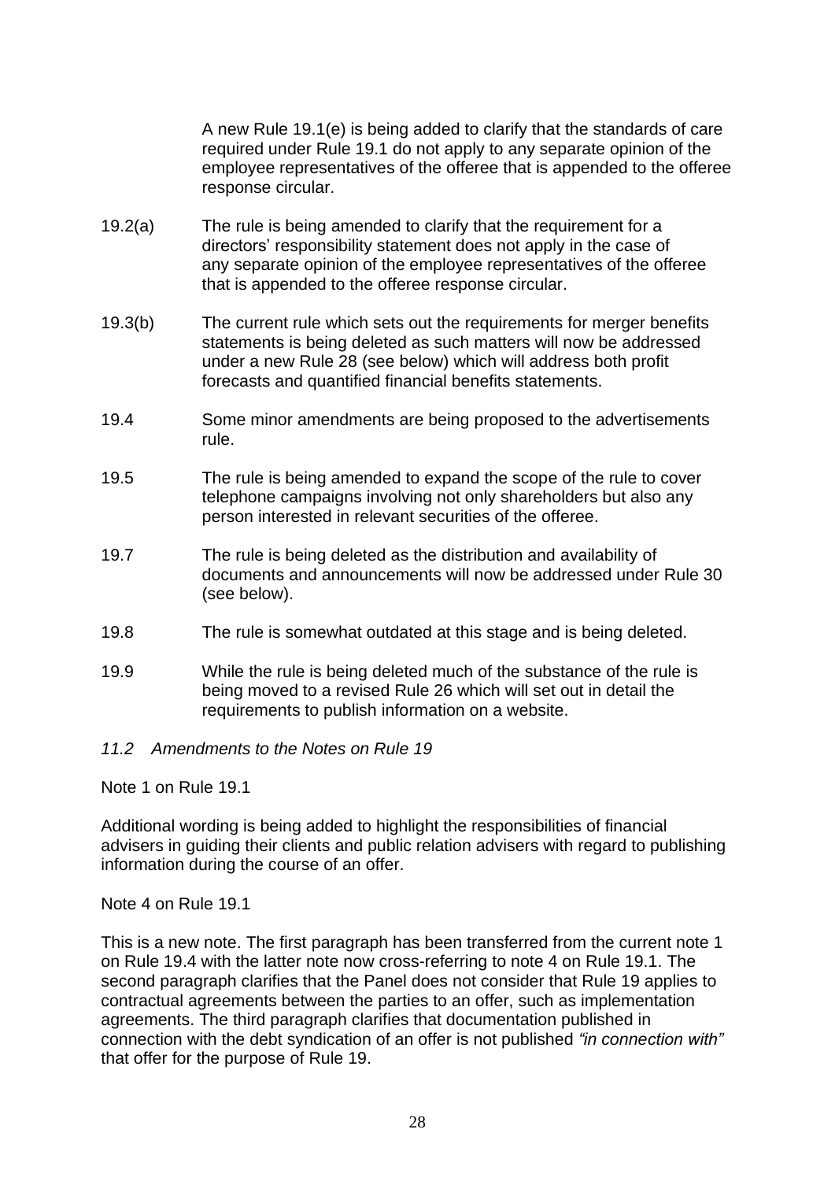A new Rule 19.1(e) is being added to clarify that the standards of care required under Rule 19.1 do not apply to any separate opinion of the employee representatives of the offeree that is appended to the offeree response circular.

19.2(a) The rule is being amended to clarify that the requirement for a directors' responsibility statement does not apply in the case of any separate opinion of the employee representatives of the offeree that is appended to the offeree response circular.

19.3(b) The current rule which sets out the requirements for merger benefits statements is being deleted as such matters will now be addressed under a new Rule 28 (see below) which will address both profit forecasts and quantified financial benefits statements.

19.4 Some minor amendments are being proposed to the advertisements rule.

19.5 The rule is being amended to expand the scope of the rule to cover telephone campaigns involving not only shareholders but also any person interested in relevant securities of the offeree.

19.7 The rule is being deleted as the distribution and availability of documents and announcements will now be addressed under Rule 30 (see below).

19.8 The rule is somewhat outdated at this stage and is being deleted.

19.9 While the rule is being deleted much of the substance of the rule is being moved to a revised Rule 26 which will set out in detail the requirements to publish information on a website.

*11.2 Amendments to the Notes on Rule 19*

Note 1 on Rule 19.1

Additional wording is being added to highlight the responsibilities of financial advisers in guiding their clients and public relation advisers with regard to publishing information during the course of an offer.

Note 4 on Rule 19.1

This is a new note. The first paragraph has been transferred from the current note 1 on Rule 19.4 with the latter note now cross-referring to note 4 on Rule 19.1. The second paragraph clarifies that the Panel does not consider that Rule 19 applies to contractual agreements between the parties to an offer, such as implementation agreements. The third paragraph clarifies that documentation published in connection with the debt syndication of an offer is not published *"in connection with"* that offer for the purpose of Rule 19.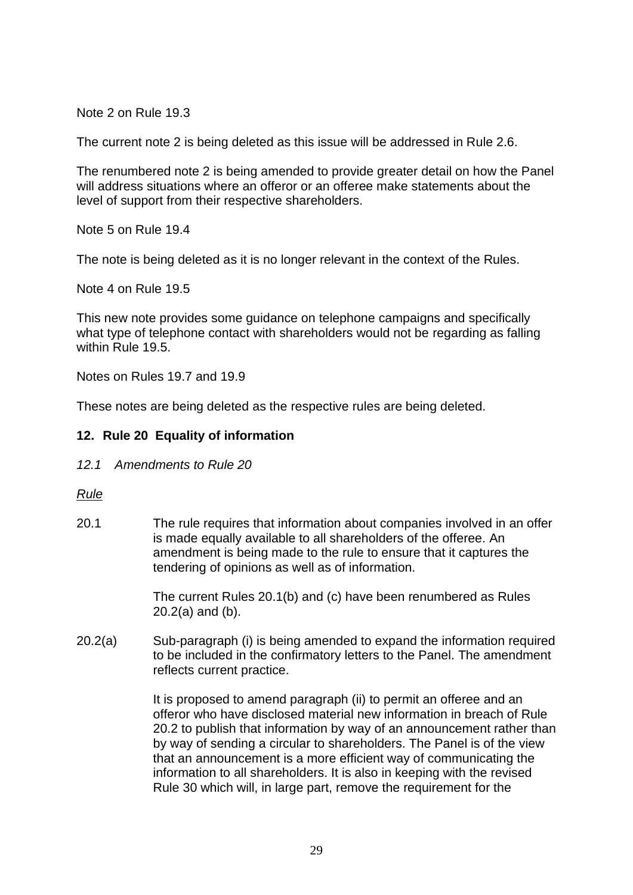Note 2 on Rule 19.3

The current note 2 is being deleted as this issue will be addressed in Rule 2.6.

The renumbered note 2 is being amended to provide greater detail on how the Panel will address situations where an offeror or an offeree make statements about the level of support from their respective shareholders.

Note 5 on Rule 19.4

The note is being deleted as it is no longer relevant in the context of the Rules.

Note 4 on Rule 19.5

This new note provides some guidance on telephone campaigns and specifically what type of telephone contact with shareholders would not be regarding as falling within Rule 19.5.

Notes on Rules 19.7 and 19.9

These notes are being deleted as the respective rules are being deleted.

## 12. Rule 20 Equality of information

*12.1 Amendments to Rule 20*

<u>*Rule*</u>

20.1 The rule requires that information about companies involved in an offer is made equally available to all shareholders of the offeree. An amendment is being made to the rule to ensure that it captures the tendering of opinions as well as of information.

The current Rules 20.1(b) and (c) have been renumbered as Rules 20.2(a) and (b).

20.2(a) Sub-paragraph (i) is being amended to expand the information required to be included in the confirmatory letters to the Panel. The amendment reflects current practice.

It is proposed to amend paragraph (ii) to permit an offeree and an offeror who have disclosed material new information in breach of Rule 20.2 to publish that information by way of an announcement rather than by way of sending a circular to shareholders. The Panel is of the view that an announcement is a more efficient way of communicating the information to all shareholders. It is also in keeping with the revised Rule 30 which will, in large part, remove the requirement for the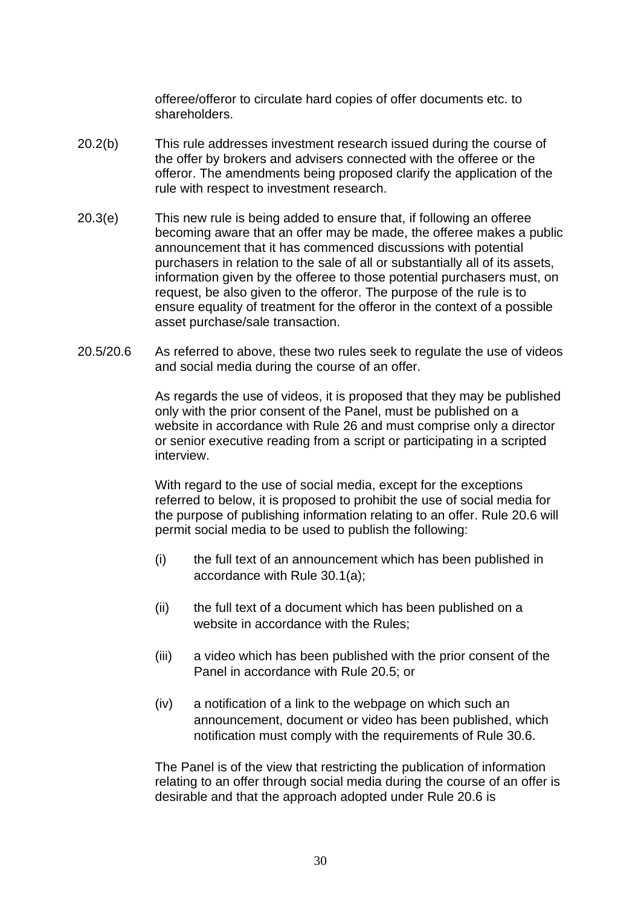offeree/offeror to circulate hard copies of offer documents etc. to shareholders.

20.2(b) This rule addresses investment research issued during the course of the offer by brokers and advisers connected with the offeree or the offeror. The amendments being proposed clarify the application of the rule with respect to investment research.

20.3(e) This new rule is being added to ensure that, if following an offeree becoming aware that an offer may be made, the offeree makes a public announcement that it has commenced discussions with potential purchasers in relation to the sale of all or substantially all of its assets, information given by the offeree to those potential purchasers must, on request, be also given to the offeror. The purpose of the rule is to ensure equality of treatment for the offeror in the context of a possible asset purchase/sale transaction.

20.5/20.6 As referred to above, these two rules seek to regulate the use of videos and social media during the course of an offer.

As regards the use of videos, it is proposed that they may be published only with the prior consent of the Panel, must be published on a website in accordance with Rule 26 and must comprise only a director or senior executive reading from a script or participating in a scripted interview.

With regard to the use of social media, except for the exceptions referred to below, it is proposed to prohibit the use of social media for the purpose of publishing information relating to an offer. Rule 20.6 will permit social media to be used to publish the following:

(i) the full text of an announcement which has been published in accordance with Rule 30.1(a);

(ii) the full text of a document which has been published on a website in accordance with the Rules;

(iii) a video which has been published with the prior consent of the Panel in accordance with Rule 20.5; or

(iv) a notification of a link to the webpage on which such an announcement, document or video has been published, which notification must comply with the requirements of Rule 30.6.

The Panel is of the view that restricting the publication of information relating to an offer through social media during the course of an offer is desirable and that the approach adopted under Rule 20.6 is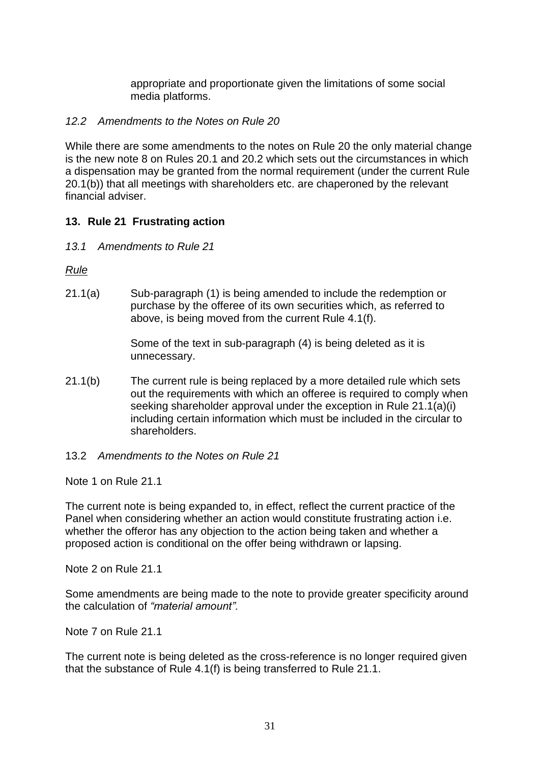appropriate and proportionate given the limitations of some social media platforms.

### *12.2 Amendments to the Notes on Rule 20*

While there are some amendments to the notes on Rule 20 the only material change is the new note 8 on Rules 20.1 and 20.2 which sets out the circumstances in which a dispensation may be granted from the normal requirement (under the current Rule 20.1(b)) that all meetings with shareholders etc. are chaperoned by the relevant financial adviser.

## **13. Rule 21 Frustrating action**

### *13.1 Amendments to Rule 21*

*Rule*

21.1(a) Sub-paragraph (1) is being amended to include the redemption or purchase by the offeree of its own securities which, as referred to above, is being moved from the current Rule 4.1(f).

Some of the text in sub-paragraph (4) is being deleted as it is unnecessary.

21.1(b) The current rule is being replaced by a more detailed rule which sets out the requirements with which an offeree is required to comply when seeking shareholder approval under the exception in Rule 21.1(a)(i) including certain information which must be included in the circular to shareholders.

### 13.2 *Amendments to the Notes on Rule 21*

Note 1 on Rule 21.1

The current note is being expanded to, in effect, reflect the current practice of the Panel when considering whether an action would constitute frustrating action i.e. whether the offeror has any objection to the action being taken and whether a proposed action is conditional on the offer being withdrawn or lapsing.

Note 2 on Rule 21.1

Some amendments are being made to the note to provide greater specificity around the calculation of *"material amount".*

Note 7 on Rule 21.1

The current note is being deleted as the cross-reference is no longer required given that the substance of Rule 4.1(f) is being transferred to Rule 21.1.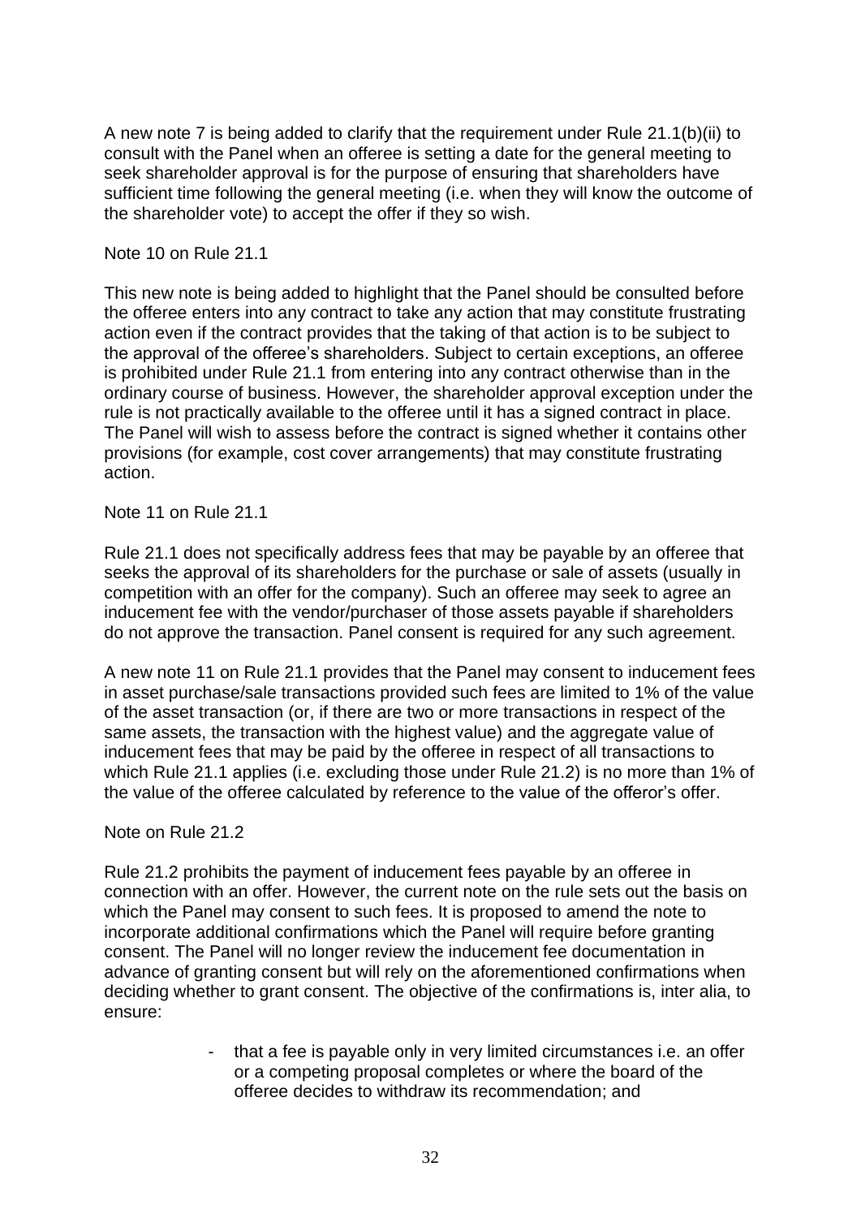A new note 7 is being added to clarify that the requirement under Rule 21.1(b)(ii) to consult with the Panel when an offeree is setting a date for the general meeting to seek shareholder approval is for the purpose of ensuring that shareholders have sufficient time following the general meeting (i.e. when they will know the outcome of the shareholder vote) to accept the offer if they so wish.

Note 10 on Rule 21.1

This new note is being added to highlight that the Panel should be consulted before the offeree enters into any contract to take any action that may constitute frustrating action even if the contract provides that the taking of that action is to be subject to the approval of the offeree's shareholders. Subject to certain exceptions, an offeree is prohibited under Rule 21.1 from entering into any contract otherwise than in the ordinary course of business. However, the shareholder approval exception under the rule is not practically available to the offeree until it has a signed contract in place. The Panel will wish to assess before the contract is signed whether it contains other provisions (for example, cost cover arrangements) that may constitute frustrating action.

Note 11 on Rule 21.1

Rule 21.1 does not specifically address fees that may be payable by an offeree that seeks the approval of its shareholders for the purchase or sale of assets (usually in competition with an offer for the company). Such an offeree may seek to agree an inducement fee with the vendor/purchaser of those assets payable if shareholders do not approve the transaction. Panel consent is required for any such agreement.

A new note 11 on Rule 21.1 provides that the Panel may consent to inducement fees in asset purchase/sale transactions provided such fees are limited to 1% of the value of the asset transaction (or, if there are two or more transactions in respect of the same assets, the transaction with the highest value) and the aggregate value of inducement fees that may be paid by the offeree in respect of all transactions to which Rule 21.1 applies (i.e. excluding those under Rule 21.2) is no more than 1% of the value of the offeree calculated by reference to the value of the offeror's offer.

Note on Rule 21.2

Rule 21.2 prohibits the payment of inducement fees payable by an offeree in connection with an offer. However, the current note on the rule sets out the basis on which the Panel may consent to such fees. It is proposed to amend the note to incorporate additional confirmations which the Panel will require before granting consent. The Panel will no longer review the inducement fee documentation in advance of granting consent but will rely on the aforementioned confirmations when deciding whether to grant consent. The objective of the confirmations is, inter alia, to ensure:

- that a fee is payable only in very limited circumstances i.e. an offer or a competing proposal completes or where the board of the offeree decides to withdraw its recommendation; and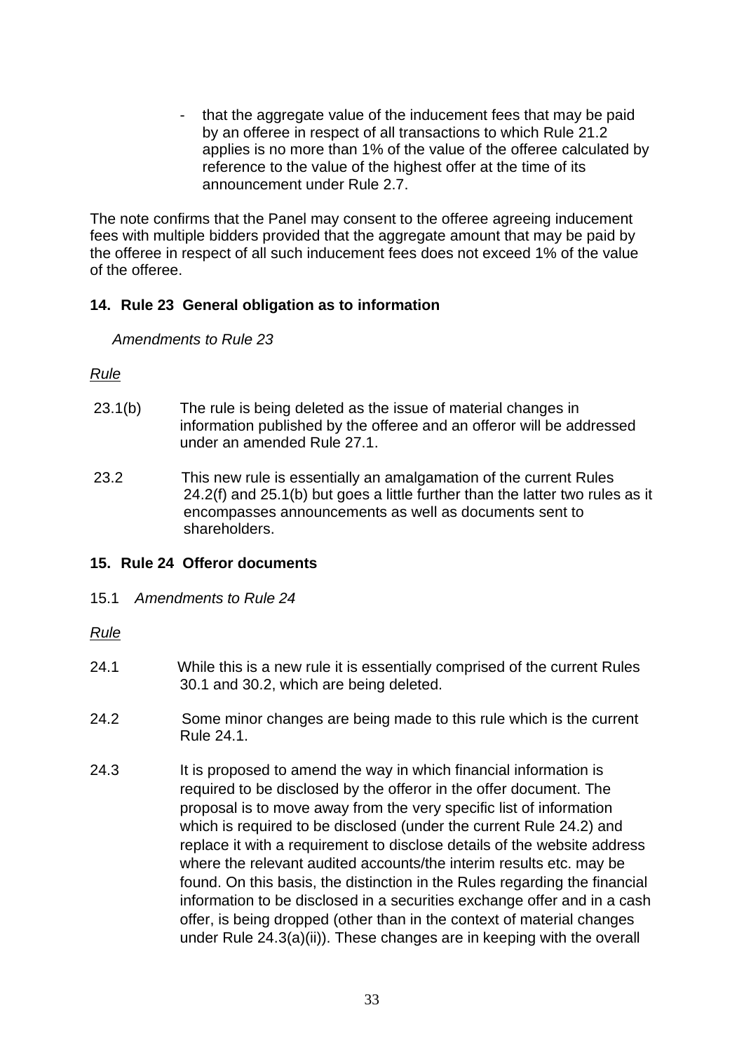- that the aggregate value of the inducement fees that may be paid by an offeree in respect of all transactions to which Rule 21.2 applies is no more than 1% of the value of the offeree calculated by reference to the value of the highest offer at the time of its announcement under Rule 2.7.

The note confirms that the Panel may consent to the offeree agreeing inducement fees with multiple bidders provided that the aggregate amount that may be paid by the offeree in respect of all such inducement fees does not exceed 1% of the value of the offeree.

## 14. Rule 23 General obligation as to information

*Amendments to Rule 23*

*Rule*

23.1(b) The rule is being deleted as the issue of material changes in information published by the offeree and an offeror will be addressed under an amended Rule 27.1.

23.2 This new rule is essentially an amalgamation of the current Rules 24.2(f) and 25.1(b) but goes a little further than the latter two rules as it encompasses announcements as well as documents sent to shareholders.

## 15. Rule 24 Offeror documents

15.1 *Amendments to Rule 24*

*Rule*

24.1 While this is a new rule it is essentially comprised of the current Rules 30.1 and 30.2, which are being deleted.

24.2 Some minor changes are being made to this rule which is the current Rule 24.1.

24.3 It is proposed to amend the way in which financial information is required to be disclosed by the offeror in the offer document. The proposal is to move away from the very specific list of information which is required to be disclosed (under the current Rule 24.2) and replace it with a requirement to disclose details of the website address where the relevant audited accounts/the interim results etc. may be found. On this basis, the distinction in the Rules regarding the financial information to be disclosed in a securities exchange offer and in a cash offer, is being dropped (other than in the context of material changes under Rule 24.3(a)(ii)). These changes are in keeping with the overall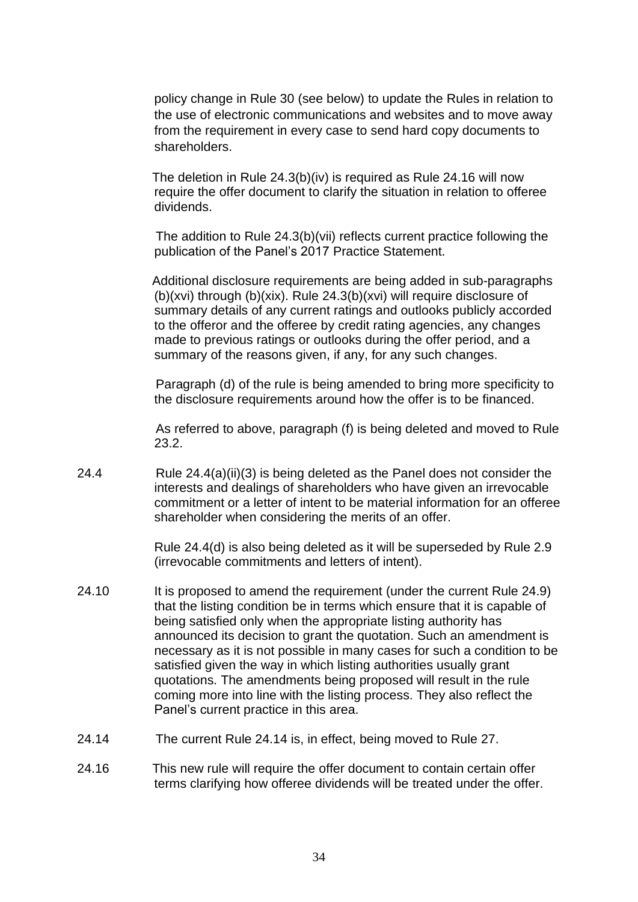policy change in Rule 30 (see below) to update the Rules in relation to the use of electronic communications and websites and to move away from the requirement in every case to send hard copy documents to shareholders.

The deletion in Rule 24.3(b)(iv) is required as Rule 24.16 will now require the offer document to clarify the situation in relation to offeree dividends.

The addition to Rule 24.3(b)(vii) reflects current practice following the publication of the Panel's 2017 Practice Statement.

Additional disclosure requirements are being added in sub-paragraphs (b)(xvi) through (b)(xix). Rule 24.3(b)(xvi) will require disclosure of summary details of any current ratings and outlooks publicly accorded to the offeror and the offeree by credit rating agencies, any changes made to previous ratings or outlooks during the offer period, and a summary of the reasons given, if any, for any such changes.

Paragraph (d) of the rule is being amended to bring more specificity to the disclosure requirements around how the offer is to be financed.

As referred to above, paragraph (f) is being deleted and moved to Rule 23.2.

24.4 Rule 24.4(a)(ii)(3) is being deleted as the Panel does not consider the interests and dealings of shareholders who have given an irrevocable commitment or a letter of intent to be material information for an offeree shareholder when considering the merits of an offer.

Rule 24.4(d) is also being deleted as it will be superseded by Rule 2.9 (irrevocable commitments and letters of intent).

24.10 It is proposed to amend the requirement (under the current Rule 24.9) that the listing condition be in terms which ensure that it is capable of being satisfied only when the appropriate listing authority has announced its decision to grant the quotation. Such an amendment is necessary as it is not possible in many cases for such a condition to be satisfied given the way in which listing authorities usually grant quotations. The amendments being proposed will result in the rule coming more into line with the listing process. They also reflect the Panel's current practice in this area.

24.14 The current Rule 24.14 is, in effect, being moved to Rule 27.

24.16 This new rule will require the offer document to contain certain offer terms clarifying how offeree dividends will be treated under the offer.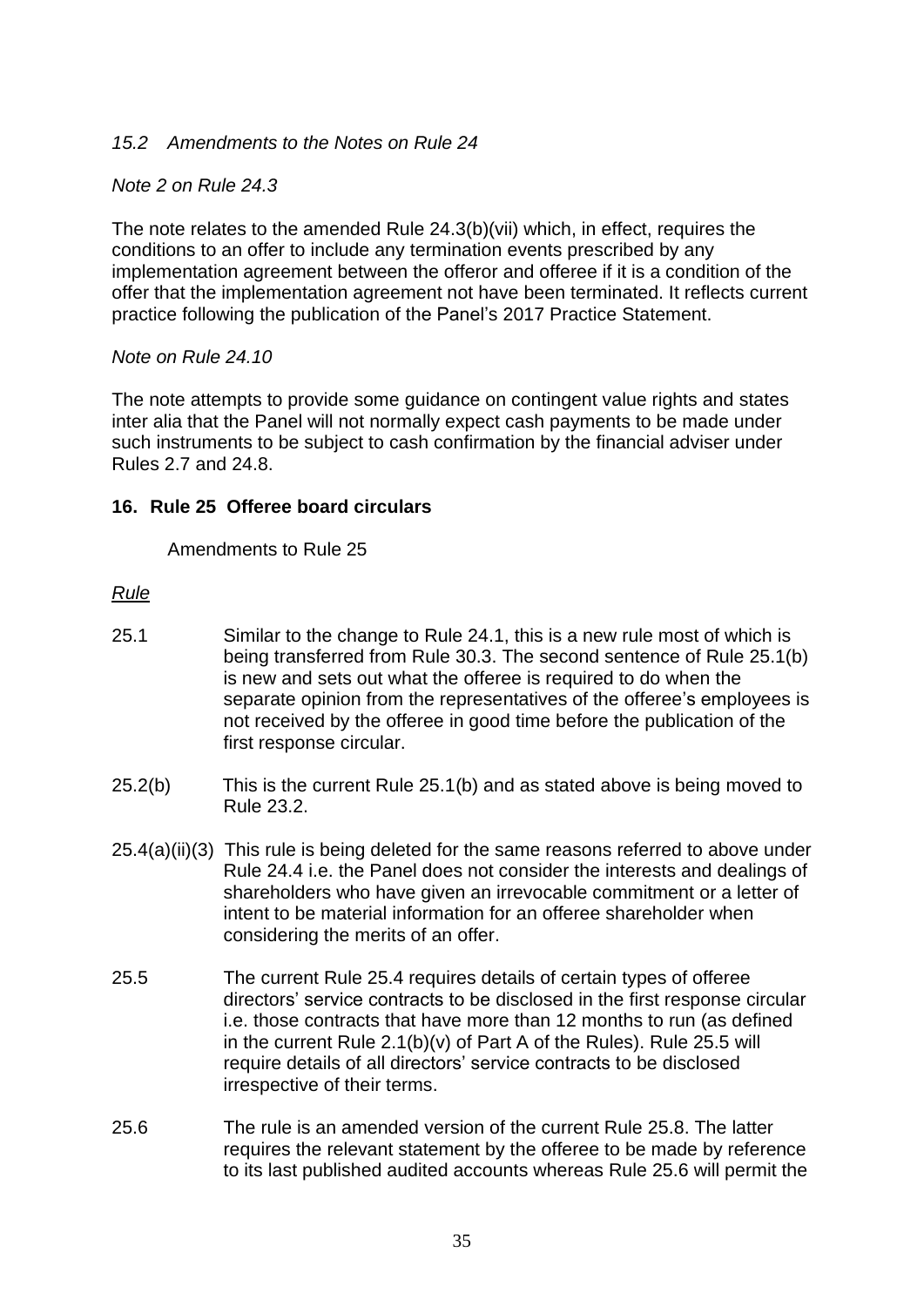*15.2 Amendments to the Notes on Rule 24*

*Note 2 on Rule 24.3*

The note relates to the amended Rule 24.3(b)(vii) which, in effect, requires the conditions to an offer to include any termination events prescribed by any implementation agreement between the offeror and offeree if it is a condition of the offer that the implementation agreement not have been terminated. It reflects current practice following the publication of the Panel's 2017 Practice Statement.

*Note on Rule 24.10*

The note attempts to provide some guidance on contingent value rights and states inter alia that the Panel will not normally expect cash payments to be made under such instruments to be subject to cash confirmation by the financial adviser under Rules 2.7 and 24.8.

## 16. Rule 25 Offeree board circulars

Amendments to Rule 25

*Rule*

25.1 Similar to the change to Rule 24.1, this is a new rule most of which is being transferred from Rule 30.3. The second sentence of Rule 25.1(b) is new and sets out what the offeree is required to do when the separate opinion from the representatives of the offeree's employees is not received by the offeree in good time before the publication of the first response circular.

25.2(b) This is the current Rule 25.1(b) and as stated above is being moved to Rule 23.2.

25.4(a)(ii)(3) This rule is being deleted for the same reasons referred to above under Rule 24.4 i.e. the Panel does not consider the interests and dealings of shareholders who have given an irrevocable commitment or a letter of intent to be material information for an offeree shareholder when considering the merits of an offer.

25.5 The current Rule 25.4 requires details of certain types of offeree directors' service contracts to be disclosed in the first response circular i.e. those contracts that have more than 12 months to run (as defined in the current Rule 2.1(b)(v) of Part A of the Rules). Rule 25.5 will require details of all directors' service contracts to be disclosed irrespective of their terms.

25.6 The rule is an amended version of the current Rule 25.8. The latter requires the relevant statement by the offeree to be made by reference to its last published audited accounts whereas Rule 25.6 will permit the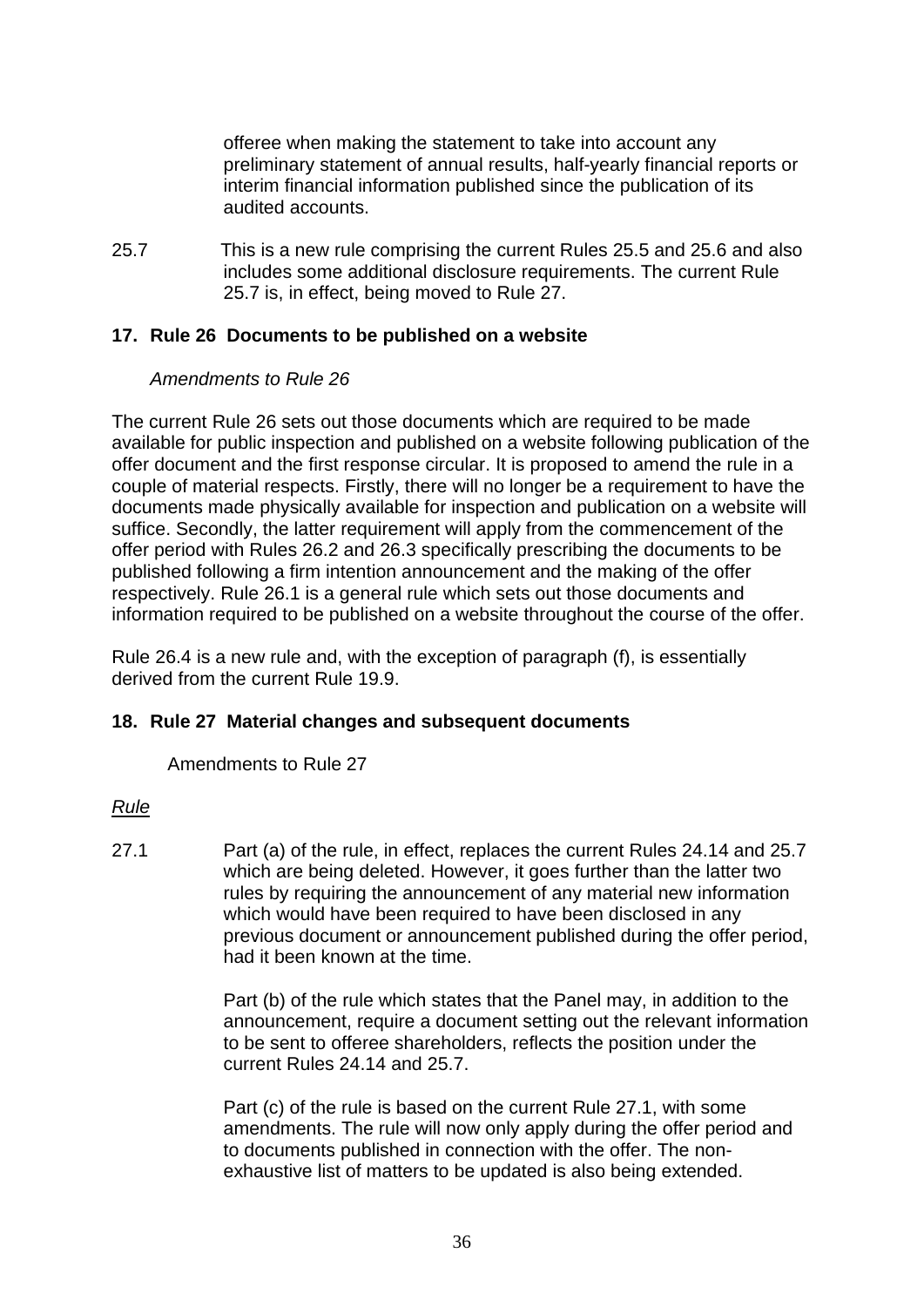offeree when making the statement to take into account any preliminary statement of annual results, half-yearly financial reports or interim financial information published since the publication of its audited accounts.

25.7 This is a new rule comprising the current Rules 25.5 and 25.6 and also includes some additional disclosure requirements. The current Rule 25.7 is, in effect, being moved to Rule 27.

## 17. Rule 26 Documents to be published on a website

*Amendments to Rule 26*

The current Rule 26 sets out those documents which are required to be made available for public inspection and published on a website following publication of the offer document and the first response circular. It is proposed to amend the rule in a couple of material respects. Firstly, there will no longer be a requirement to have the documents made physically available for inspection and publication on a website will suffice. Secondly, the latter requirement will apply from the commencement of the offer period with Rules 26.2 and 26.3 specifically prescribing the documents to be published following a firm intention announcement and the making of the offer respectively. Rule 26.1 is a general rule which sets out those documents and information required to be published on a website throughout the course of the offer.

Rule 26.4 is a new rule and, with the exception of paragraph (f), is essentially derived from the current Rule 19.9.

## 18. Rule 27 Material changes and subsequent documents

Amendments to Rule 27

*Rule*

27.1 Part (a) of the rule, in effect, replaces the current Rules 24.14 and 25.7 which are being deleted. However, it goes further than the latter two rules by requiring the announcement of any material new information which would have been required to have been disclosed in any previous document or announcement published during the offer period, had it been known at the time.

Part (b) of the rule which states that the Panel may, in addition to the announcement, require a document setting out the relevant information to be sent to offeree shareholders, reflects the position under the current Rules 24.14 and 25.7.

Part (c) of the rule is based on the current Rule 27.1, with some amendments. The rule will now only apply during the offer period and to documents published in connection with the offer. The non-exhaustive list of matters to be updated is also being extended.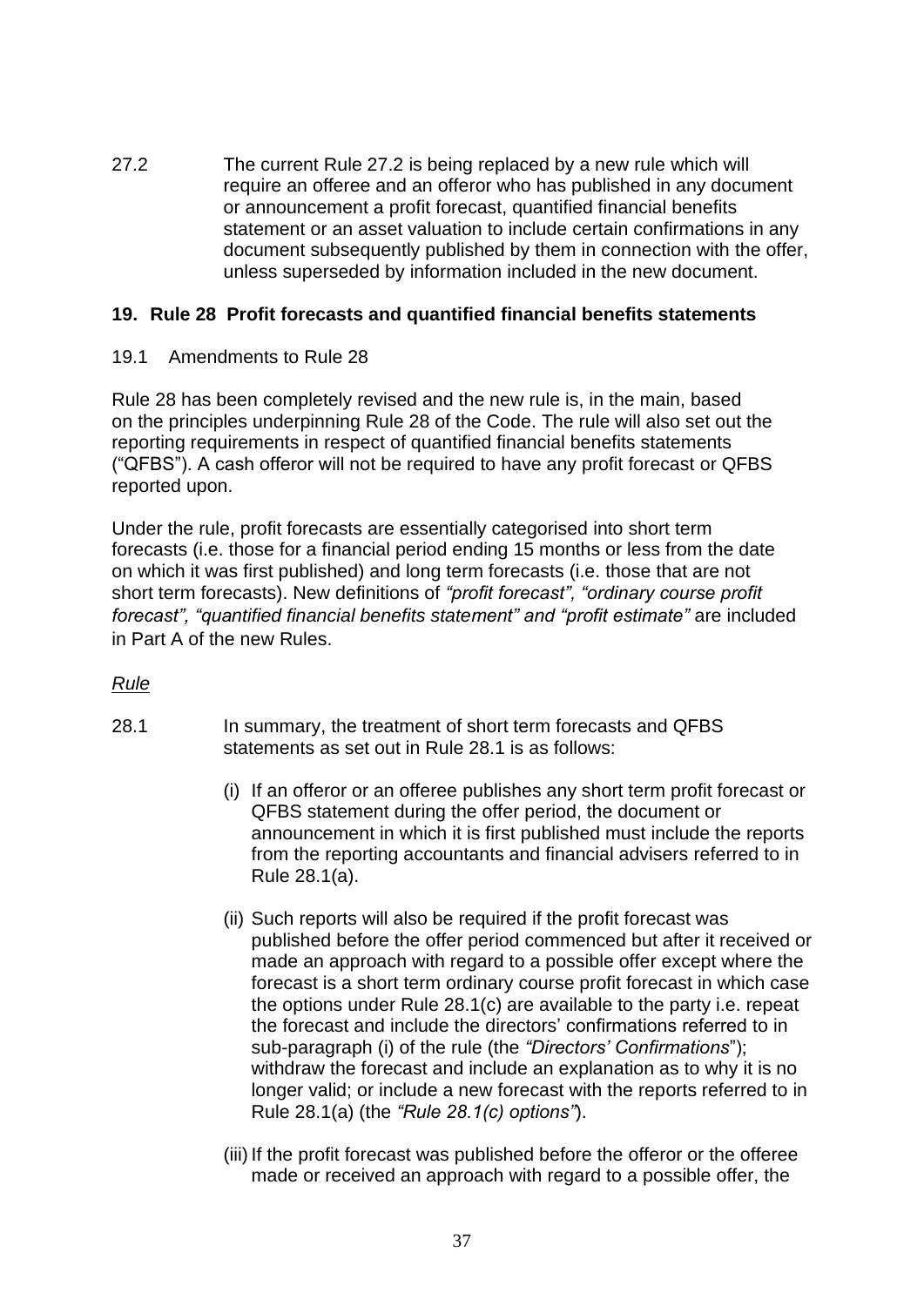27.2 The current Rule 27.2 is being replaced by a new rule which will require an offeree and an offeror who has published in any document or announcement a profit forecast, quantified financial benefits statement or an asset valuation to include certain confirmations in any document subsequently published by them in connection with the offer, unless superseded by information included in the new document.

## 19. Rule 28 Profit forecasts and quantified financial benefits statements

19.1 Amendments to Rule 28

Rule 28 has been completely revised and the new rule is, in the main, based on the principles underpinning Rule 28 of the Code. The rule will also set out the reporting requirements in respect of quantified financial benefits statements ("QFBS"). A cash offeror will not be required to have any profit forecast or QFBS reported upon.

Under the rule, profit forecasts are essentially categorised into short term forecasts (i.e. those for a financial period ending 15 months or less from the date on which it was first published) and long term forecasts (i.e. those that are not short term forecasts). New definitions of *"profit forecast", "ordinary course profit forecast", "quantified financial benefits statement" and "profit estimate"* are included in Part A of the new Rules.

*Rule*

28.1 In summary, the treatment of short term forecasts and QFBS statements as set out in Rule 28.1 is as follows:

(i) If an offeror or an offeree publishes any short term profit forecast or QFBS statement during the offer period, the document or announcement in which it is first published must include the reports from the reporting accountants and financial advisers referred to in Rule 28.1(a).

(ii) Such reports will also be required if the profit forecast was published before the offer period commenced but after it received or made an approach with regard to a possible offer except where the forecast is a short term ordinary course profit forecast in which case the options under Rule 28.1(c) are available to the party i.e. repeat the forecast and include the directors' confirmations referred to in sub-paragraph (i) of the rule (the *"Directors' Confirmations*"); withdraw the forecast and include an explanation as to why it is no longer valid; or include a new forecast with the reports referred to in Rule 28.1(a) (the *"Rule 28.1(c) options"*).

(iii) If the profit forecast was published before the offeror or the offeree made or received an approach with regard to a possible offer, the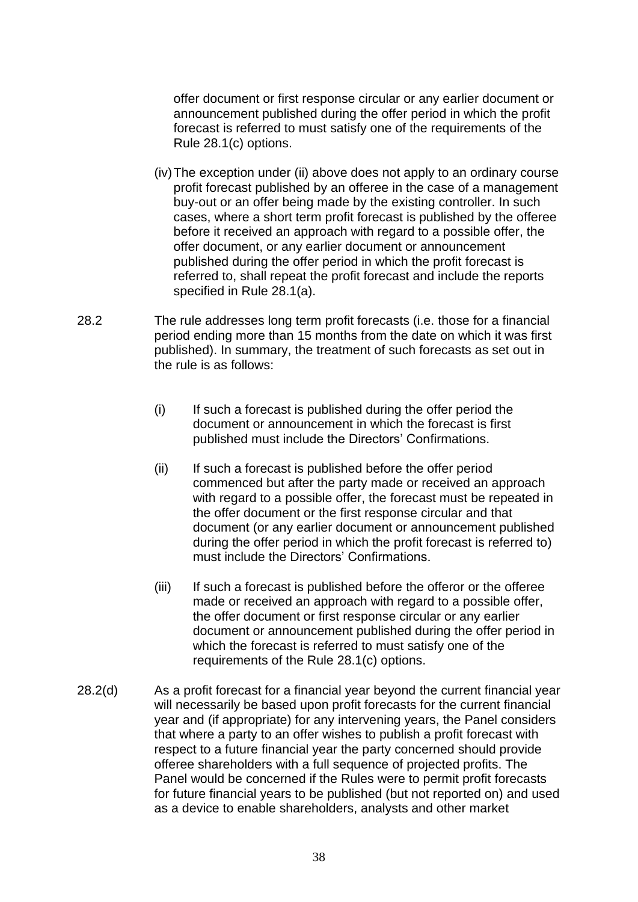offer document or first response circular or any earlier document or announcement published during the offer period in which the profit forecast is referred to must satisfy one of the requirements of the Rule 28.1(c) options.

(iv) The exception under (ii) above does not apply to an ordinary course profit forecast published by an offeree in the case of a management buy-out or an offer being made by the existing controller. In such cases, where a short term profit forecast is published by the offeree before it received an approach with regard to a possible offer, the offer document, or any earlier document or announcement published during the offer period in which the profit forecast is referred to, shall repeat the profit forecast and include the reports specified in Rule 28.1(a).

28.2 The rule addresses long term profit forecasts (i.e. those for a financial period ending more than 15 months from the date on which it was first published). In summary, the treatment of such forecasts as set out in the rule is as follows:

(i) If such a forecast is published during the offer period the document or announcement in which the forecast is first published must include the Directors' Confirmations.

(ii) If such a forecast is published before the offer period commenced but after the party made or received an approach with regard to a possible offer, the forecast must be repeated in the offer document or the first response circular and that document (or any earlier document or announcement published during the offer period in which the profit forecast is referred to) must include the Directors' Confirmations.

(iii) If such a forecast is published before the offeror or the offeree made or received an approach with regard to a possible offer, the offer document or first response circular or any earlier document or announcement published during the offer period in which the forecast is referred to must satisfy one of the requirements of the Rule 28.1(c) options.

28.2(d) As a profit forecast for a financial year beyond the current financial year will necessarily be based upon profit forecasts for the current financial year and (if appropriate) for any intervening years, the Panel considers that where a party to an offer wishes to publish a profit forecast with respect to a future financial year the party concerned should provide offeree shareholders with a full sequence of projected profits. The Panel would be concerned if the Rules were to permit profit forecasts for future financial years to be published (but not reported on) and used as a device to enable shareholders, analysts and other market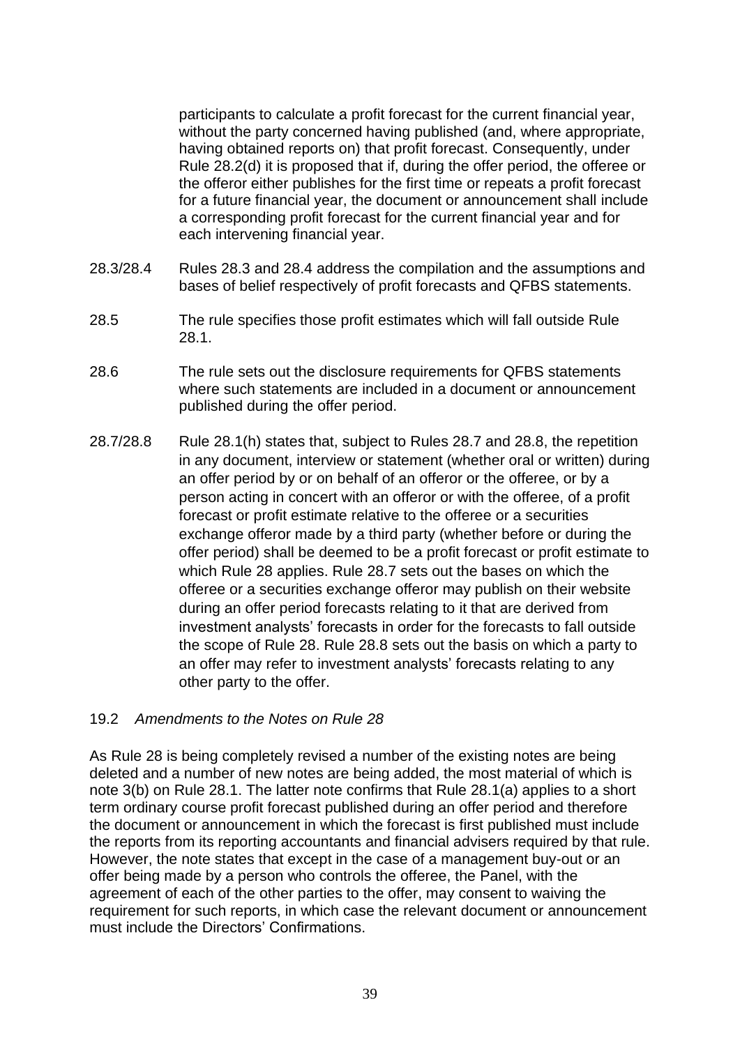participants to calculate a profit forecast for the current financial year, without the party concerned having published (and, where appropriate, having obtained reports on) that profit forecast. Consequently, under Rule 28.2(d) it is proposed that if, during the offer period, the offeree or the offeror either publishes for the first time or repeats a profit forecast for a future financial year, the document or announcement shall include a corresponding profit forecast for the current financial year and for each intervening financial year.

28.3/28.4 Rules 28.3 and 28.4 address the compilation and the assumptions and bases of belief respectively of profit forecasts and QFBS statements.

28.5 The rule specifies those profit estimates which will fall outside Rule 28.1.

28.6 The rule sets out the disclosure requirements for QFBS statements where such statements are included in a document or announcement published during the offer period.

28.7/28.8 Rule 28.1(h) states that, subject to Rules 28.7 and 28.8, the repetition in any document, interview or statement (whether oral or written) during an offer period by or on behalf of an offeror or the offeree, or by a person acting in concert with an offeror or with the offeree, of a profit forecast or profit estimate relative to the offeree or a securities exchange offeror made by a third party (whether before or during the offer period) shall be deemed to be a profit forecast or profit estimate to which Rule 28 applies. Rule 28.7 sets out the bases on which the offeree or a securities exchange offeror may publish on their website during an offer period forecasts relating to it that are derived from investment analysts' forecasts in order for the forecasts to fall outside the scope of Rule 28. Rule 28.8 sets out the basis on which a party to an offer may refer to investment analysts' forecasts relating to any other party to the offer.

19.2 *Amendments to the Notes on Rule 28*

As Rule 28 is being completely revised a number of the existing notes are being deleted and a number of new notes are being added, the most material of which is note 3(b) on Rule 28.1. The latter note confirms that Rule 28.1(a) applies to a short term ordinary course profit forecast published during an offer period and therefore the document or announcement in which the forecast is first published must include the reports from its reporting accountants and financial advisers required by that rule. However, the note states that except in the case of a management buy-out or an offer being made by a person who controls the offeree, the Panel, with the agreement of each of the other parties to the offer, may consent to waiving the requirement for such reports, in which case the relevant document or announcement must include the Directors' Confirmations.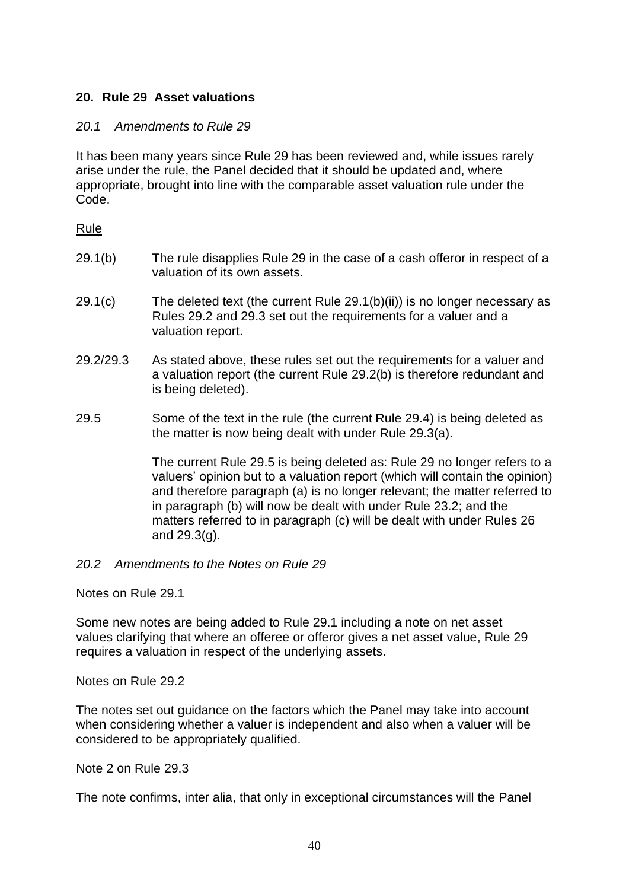## 20. Rule 29 Asset valuations

### *20.1 Amendments to Rule 29*

It has been many years since Rule 29 has been reviewed and, while issues rarely arise under the rule, the Panel decided that it should be updated and, where appropriate, brought into line with the comparable asset valuation rule under the Code.

<u>Rule</u>

29.1(b) The rule disapplies Rule 29 in the case of a cash offeror in respect of a valuation of its own assets.

29.1(c) The deleted text (the current Rule 29.1(b)(ii)) is no longer necessary as Rules 29.2 and 29.3 set out the requirements for a valuer and a valuation report.

29.2/29.3 As stated above, these rules set out the requirements for a valuer and a valuation report (the current Rule 29.2(b) is therefore redundant and is being deleted).

29.5 Some of the text in the rule (the current Rule 29.4) is being deleted as the matter is now being dealt with under Rule 29.3(a).

The current Rule 29.5 is being deleted as: Rule 29 no longer refers to a valuers' opinion but to a valuation report (which will contain the opinion) and therefore paragraph (a) is no longer relevant; the matter referred to in paragraph (b) will now be dealt with under Rule 23.2; and the matters referred to in paragraph (c) will be dealt with under Rules 26 and 29.3(g).

### *20.2 Amendments to the Notes on Rule 29*

Notes on Rule 29.1

Some new notes are being added to Rule 29.1 including a note on net asset values clarifying that where an offeree or offeror gives a net asset value, Rule 29 requires a valuation in respect of the underlying assets.

Notes on Rule 29.2

The notes set out guidance on the factors which the Panel may take into account when considering whether a valuer is independent and also when a valuer will be considered to be appropriately qualified.

Note 2 on Rule 29.3

The note confirms, inter alia, that only in exceptional circumstances will the Panel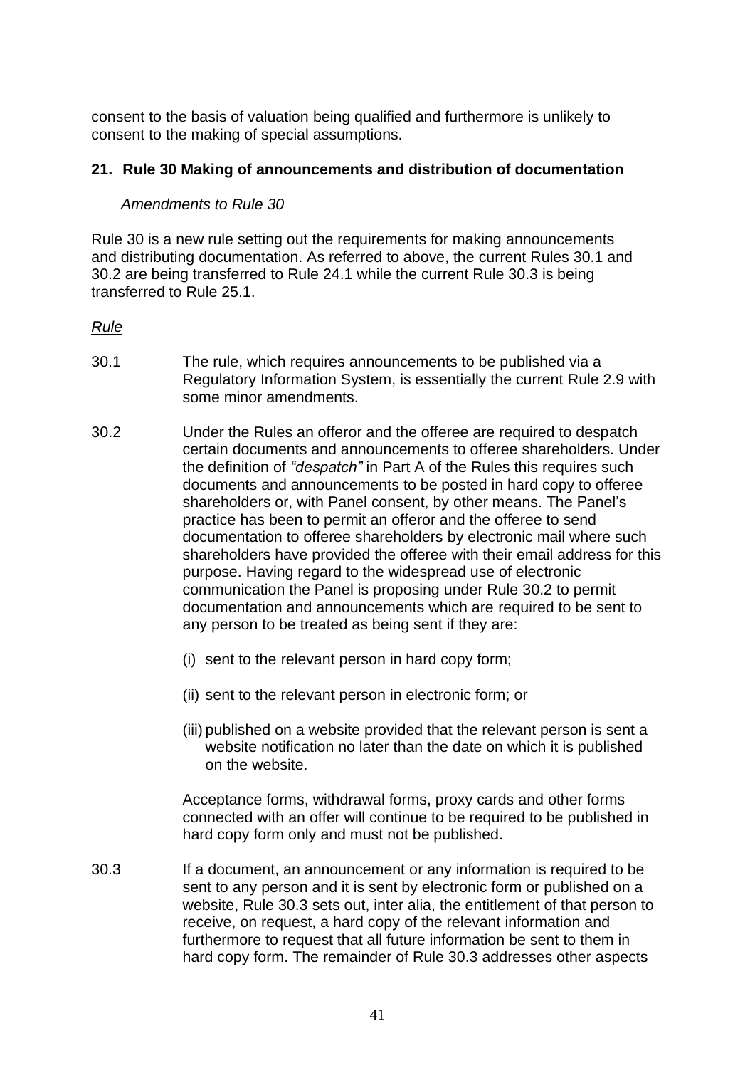consent to the basis of valuation being qualified and furthermore is unlikely to consent to the making of special assumptions.

## 21. Rule 30 Making of announcements and distribution of documentation

*Amendments to Rule 30*

Rule 30 is a new rule setting out the requirements for making announcements and distributing documentation. As referred to above, the current Rules 30.1 and 30.2 are being transferred to Rule 24.1 while the current Rule 30.3 is being transferred to Rule 25.1.

*Rule*

30.1 The rule, which requires announcements to be published via a Regulatory Information System, is essentially the current Rule 2.9 with some minor amendments.

30.2 Under the Rules an offeror and the offeree are required to despatch certain documents and announcements to offeree shareholders. Under the definition of *"despatch"* in Part A of the Rules this requires such documents and announcements to be posted in hard copy to offeree shareholders or, with Panel consent, by other means. The Panel's practice has been to permit an offeror and the offeree to send documentation to offeree shareholders by electronic mail where such shareholders have provided the offeree with their email address for this purpose. Having regard to the widespread use of electronic communication the Panel is proposing under Rule 30.2 to permit documentation and announcements which are required to be sent to any person to be treated as being sent if they are:

(i) sent to the relevant person in hard copy form;

(ii) sent to the relevant person in electronic form; or

(iii) published on a website provided that the relevant person is sent a website notification no later than the date on which it is published on the website.

Acceptance forms, withdrawal forms, proxy cards and other forms connected with an offer will continue to be required to be published in hard copy form only and must not be published.

30.3 If a document, an announcement or any information is required to be sent to any person and it is sent by electronic form or published on a website, Rule 30.3 sets out, inter alia, the entitlement of that person to receive, on request, a hard copy of the relevant information and furthermore to request that all future information be sent to them in hard copy form. The remainder of Rule 30.3 addresses other aspects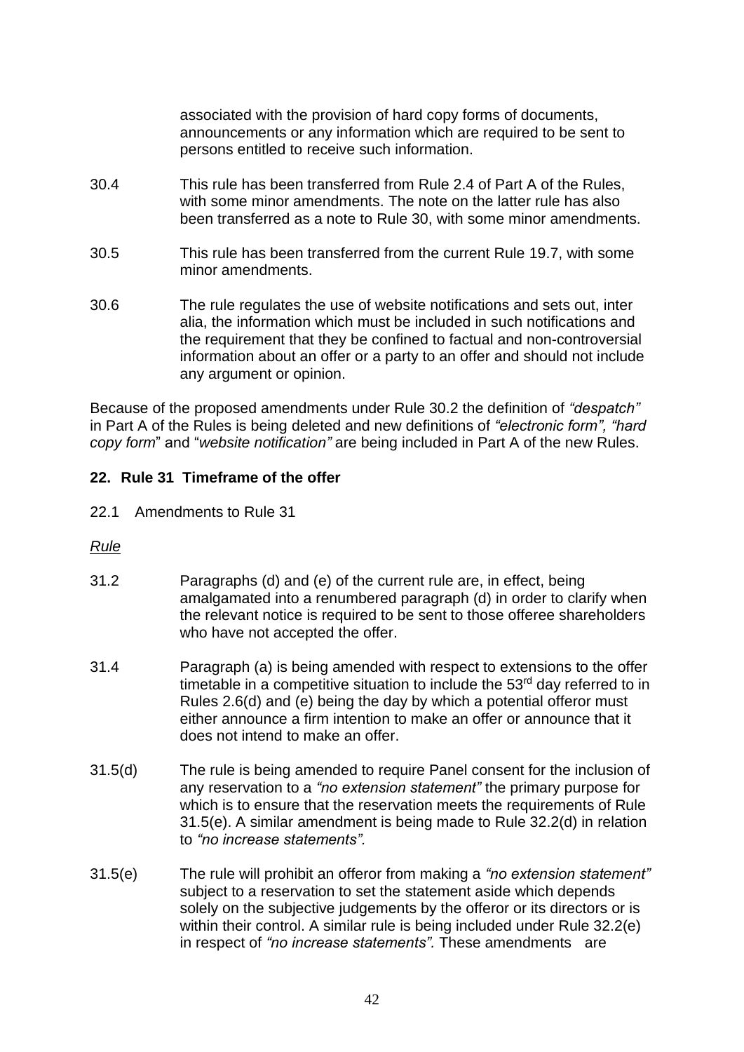associated with the provision of hard copy forms of documents, announcements or any information which are required to be sent to persons entitled to receive such information.

30.4 This rule has been transferred from Rule 2.4 of Part A of the Rules, with some minor amendments. The note on the latter rule has also been transferred as a note to Rule 30, with some minor amendments.

30.5 This rule has been transferred from the current Rule 19.7, with some minor amendments.

30.6 The rule regulates the use of website notifications and sets out, inter alia, the information which must be included in such notifications and the requirement that they be confined to factual and non-controversial information about an offer or a party to an offer and should not include any argument or opinion.

Because of the proposed amendments under Rule 30.2 the definition of *"despatch"* in Part A of the Rules is being deleted and new definitions of *"electronic form", "hard copy form"* and "*website notification"* are being included in Part A of the new Rules.

## 22. Rule 31 Timeframe of the offer

22.1 Amendments to Rule 31

*Rule*

31.2 Paragraphs (d) and (e) of the current rule are, in effect, being amalgamated into a renumbered paragraph (d) in order to clarify when the relevant notice is required to be sent to those offeree shareholders who have not accepted the offer.

31.4 Paragraph (a) is being amended with respect to extensions to the offer timetable in a competitive situation to include the 53rd day referred to in Rules 2.6(d) and (e) being the day by which a potential offeror must either announce a firm intention to make an offer or announce that it does not intend to make an offer.

31.5(d) The rule is being amended to require Panel consent for the inclusion of any reservation to a *"no extension statement"* the primary purpose for which is to ensure that the reservation meets the requirements of Rule 31.5(e). A similar amendment is being made to Rule 32.2(d) in relation to *"no increase statements".*

31.5(e) The rule will prohibit an offeror from making a *"no extension statement"* subject to a reservation to set the statement aside which depends solely on the subjective judgements by the offeror or its directors or is within their control. A similar rule is being included under Rule 32.2(e) in respect of *"no increase statements".* These amendments are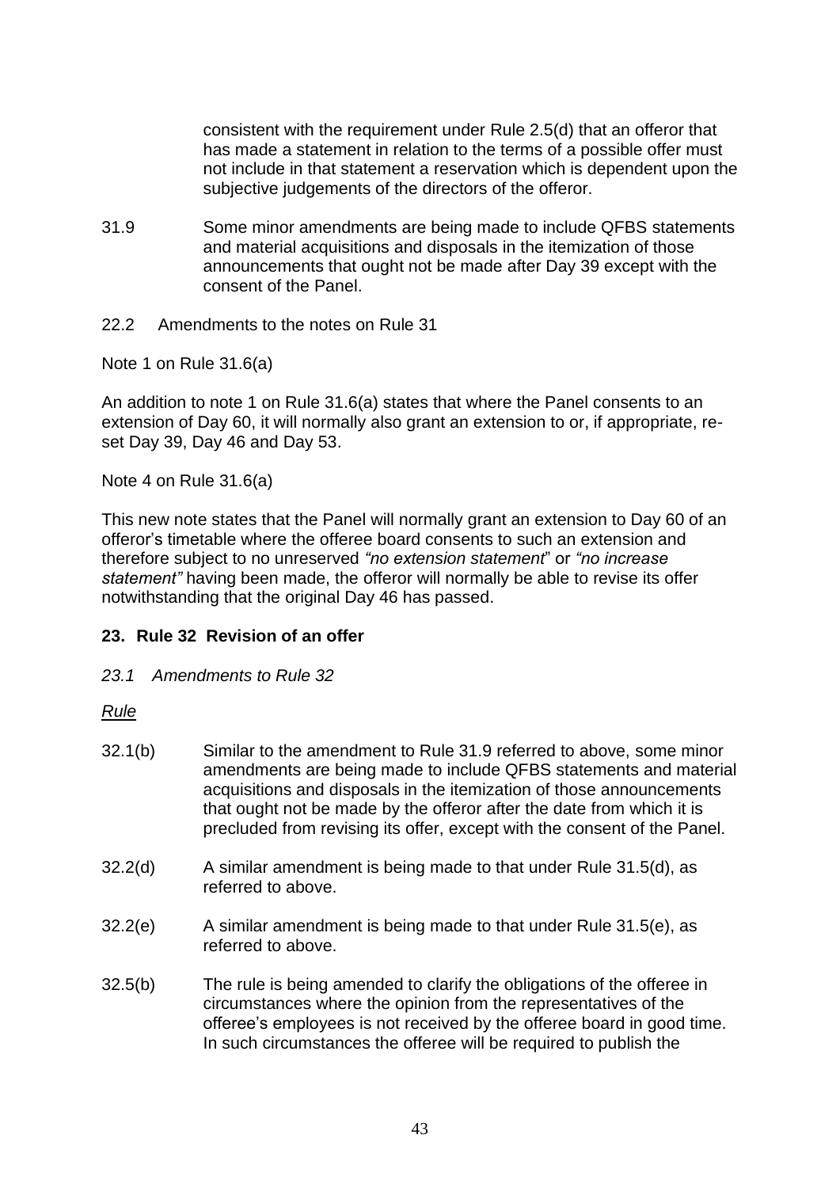consistent with the requirement under Rule 2.5(d) that an offeror that has made a statement in relation to the terms of a possible offer must not include in that statement a reservation which is dependent upon the subjective judgements of the directors of the offeror.

31.9 Some minor amendments are being made to include QFBS statements and material acquisitions and disposals in the itemization of those announcements that ought not be made after Day 39 except with the consent of the Panel.

22.2 Amendments to the notes on Rule 31

Note 1 on Rule 31.6(a)

An addition to note 1 on Rule 31.6(a) states that where the Panel consents to an extension of Day 60, it will normally also grant an extension to or, if appropriate, re-set Day 39, Day 46 and Day 53.

Note 4 on Rule 31.6(a)

This new note states that the Panel will normally grant an extension to Day 60 of an offeror's timetable where the offeree board consents to such an extension and therefore subject to no unreserved *"no extension statement"* or *"no increase statement"* having been made, the offeror will normally be able to revise its offer notwithstanding that the original Day 46 has passed.

## 23. Rule 32 Revision of an offer

*23.1 Amendments to Rule 32*

*Rule*

32.1(b) Similar to the amendment to Rule 31.9 referred to above, some minor amendments are being made to include QFBS statements and material acquisitions and disposals in the itemization of those announcements that ought not be made by the offeror after the date from which it is precluded from revising its offer, except with the consent of the Panel.

32.2(d) A similar amendment is being made to that under Rule 31.5(d), as referred to above.

32.2(e) A similar amendment is being made to that under Rule 31.5(e), as referred to above.

32.5(b) The rule is being amended to clarify the obligations of the offeree in circumstances where the opinion from the representatives of the offeree's employees is not received by the offeree board in good time. In such circumstances the offeree will be required to publish the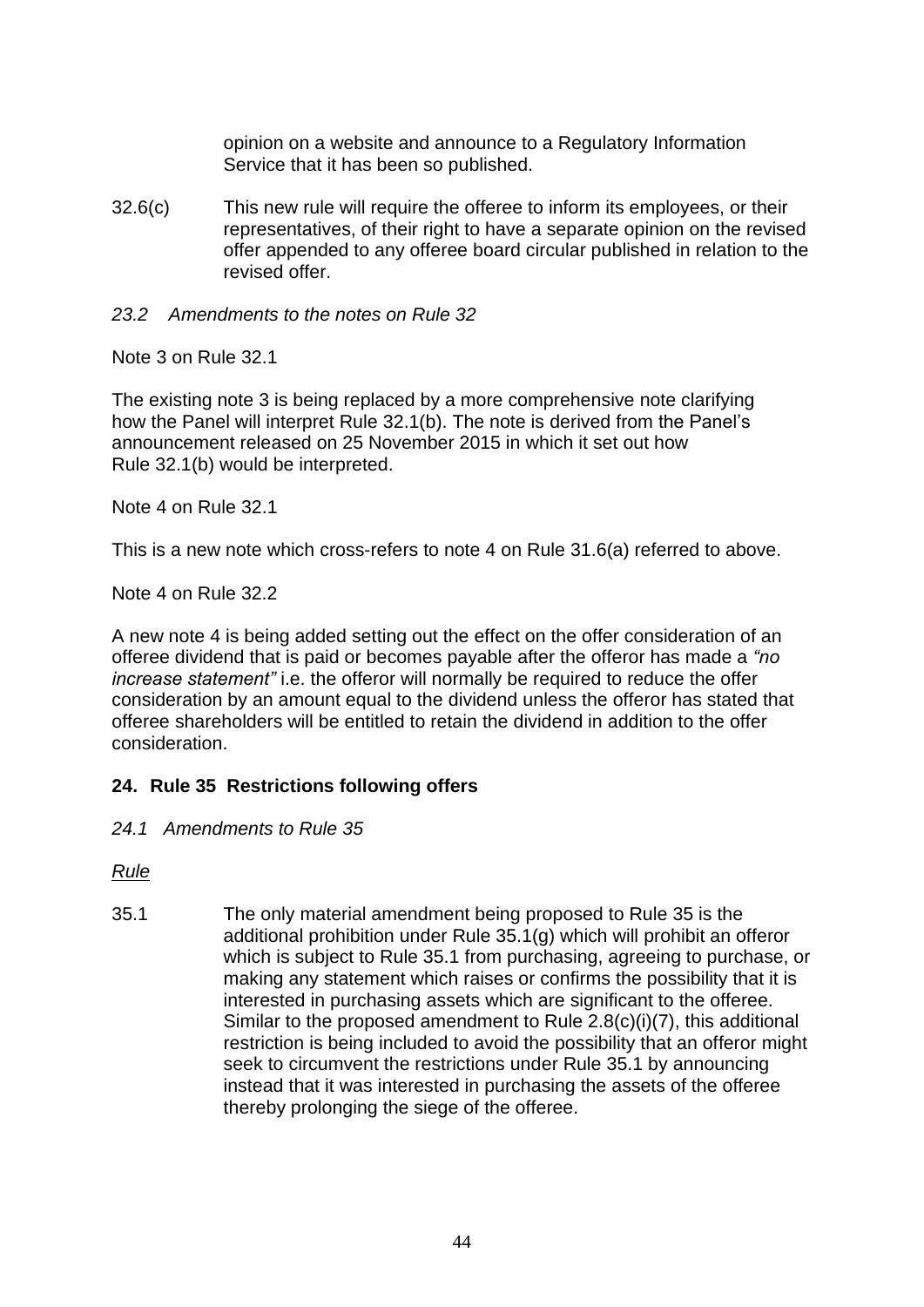opinion on a website and announce to a Regulatory Information Service that it has been so published.

32.6(c) This new rule will require the offeree to inform its employees, or their representatives, of their right to have a separate opinion on the revised offer appended to any offeree board circular published in relation to the revised offer.

*23.2 Amendments to the notes on Rule 32*

Note 3 on Rule 32.1

The existing note 3 is being replaced by a more comprehensive note clarifying how the Panel will interpret Rule 32.1(b). The note is derived from the Panel's announcement released on 25 November 2015 in which it set out how Rule 32.1(b) would be interpreted.

Note 4 on Rule 32.1

This is a new note which cross-refers to note 4 on Rule 31.6(a) referred to above.

Note 4 on Rule 32.2

A new note 4 is being added setting out the effect on the offer consideration of an offeree dividend that is paid or becomes payable after the offeror has made a *"no increase statement"* i.e. the offeror will normally be required to reduce the offer consideration by an amount equal to the dividend unless the offeror has stated that offeree shareholders will be entitled to retain the dividend in addition to the offer consideration.

## 24. Rule 35 Restrictions following offers

*24.1 Amendments to Rule 35*

*Rule*

35.1 The only material amendment being proposed to Rule 35 is the additional prohibition under Rule 35.1(g) which will prohibit an offeror which is subject to Rule 35.1 from purchasing, agreeing to purchase, or making any statement which raises or confirms the possibility that it is interested in purchasing assets which are significant to the offeree. Similar to the proposed amendment to Rule 2.8(c)(i)(7), this additional restriction is being included to avoid the possibility that an offeror might seek to circumvent the restrictions under Rule 35.1 by announcing instead that it was interested in purchasing the assets of the offeree thereby prolonging the siege of the offeree.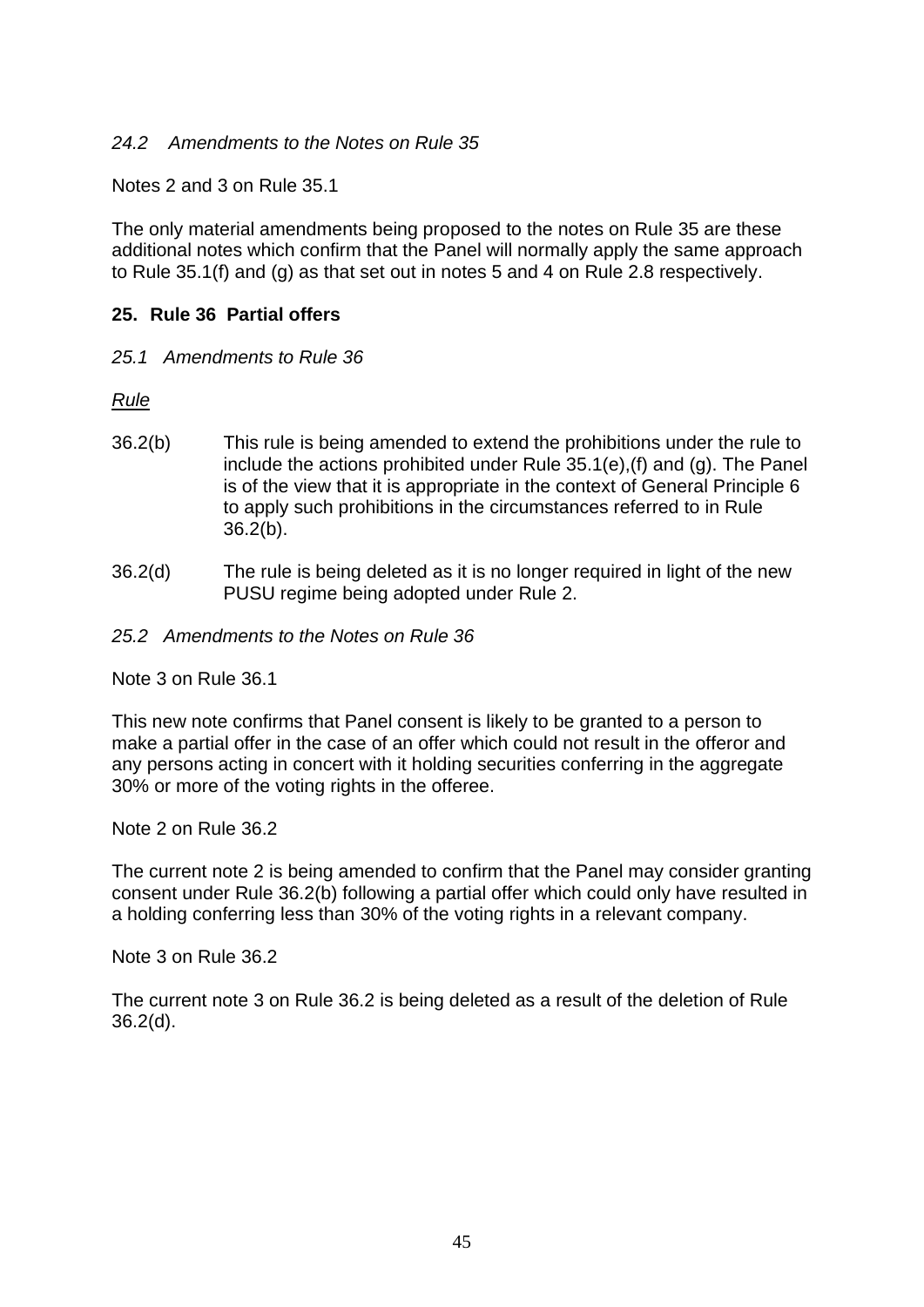*24.2 Amendments to the Notes on Rule 35*

Notes 2 and 3 on Rule 35.1

The only material amendments being proposed to the notes on Rule 35 are these additional notes which confirm that the Panel will normally apply the same approach to Rule 35.1(f) and (g) as that set out in notes 5 and 4 on Rule 2.8 respectively.

## 25. Rule 36 Partial offers

*25.1 Amendments to Rule 36*

*Rule*

36.2(b) This rule is being amended to extend the prohibitions under the rule to include the actions prohibited under Rule 35.1(e),(f) and (g). The Panel is of the view that it is appropriate in the context of General Principle 6 to apply such prohibitions in the circumstances referred to in Rule 36.2(b).

36.2(d) The rule is being deleted as it is no longer required in light of the new PUSU regime being adopted under Rule 2.

*25.2 Amendments to the Notes on Rule 36*

Note 3 on Rule 36.1

This new note confirms that Panel consent is likely to be granted to a person to make a partial offer in the case of an offer which could not result in the offeror and any persons acting in concert with it holding securities conferring in the aggregate 30% or more of the voting rights in the offeree.

Note 2 on Rule 36.2

The current note 2 is being amended to confirm that the Panel may consider granting consent under Rule 36.2(b) following a partial offer which could only have resulted in a holding conferring less than 30% of the voting rights in a relevant company.

Note 3 on Rule 36.2

The current note 3 on Rule 36.2 is being deleted as a result of the deletion of Rule 36.2(d).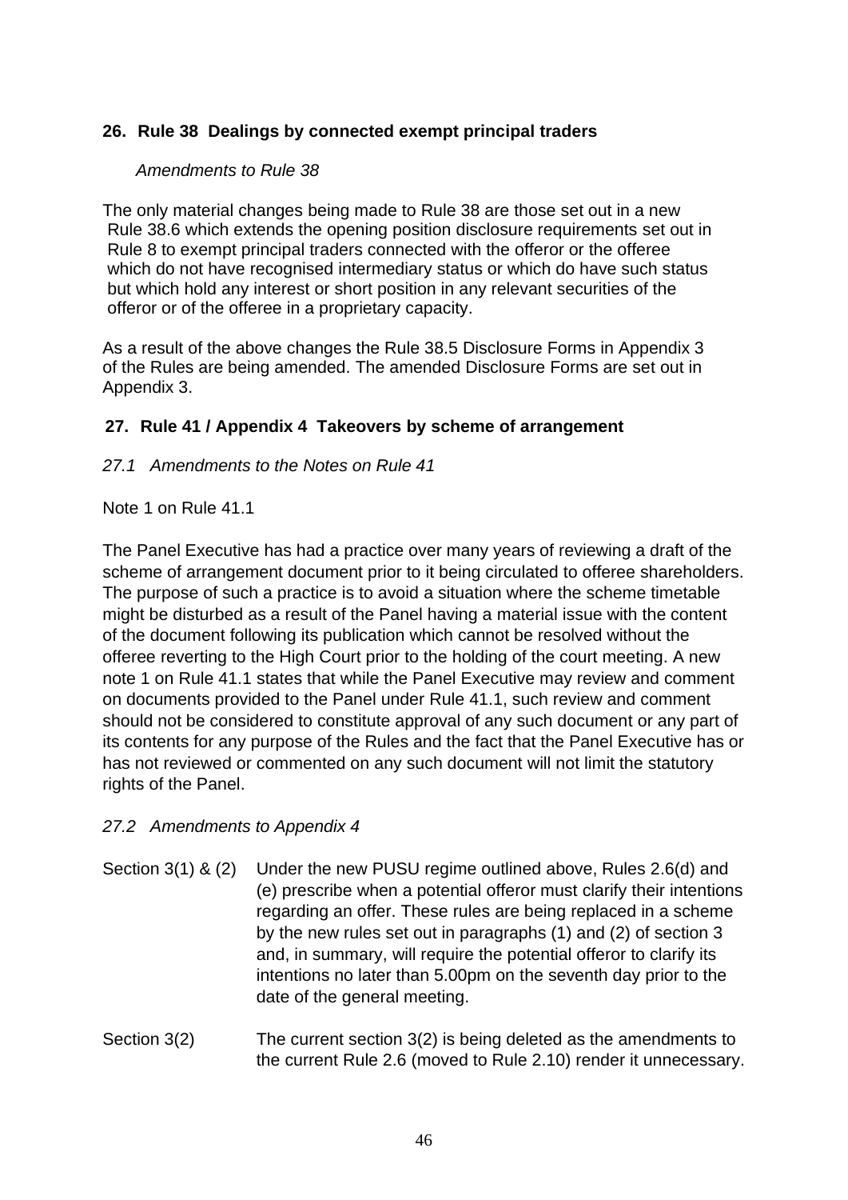## 26. Rule 38 Dealings by connected exempt principal traders

*Amendments to Rule 38*

The only material changes being made to Rule 38 are those set out in a new Rule 38.6 which extends the opening position disclosure requirements set out in Rule 8 to exempt principal traders connected with the offeror or the offeree which do not have recognised intermediary status or which do have such status but which hold any interest or short position in any relevant securities of the offeror or of the offeree in a proprietary capacity.

As a result of the above changes the Rule 38.5 Disclosure Forms in Appendix 3 of the Rules are being amended. The amended Disclosure Forms are set out in Appendix 3.

## 27. Rule 41 / Appendix 4 Takeovers by scheme of arrangement

*27.1 Amendments to the Notes on Rule 41*

Note 1 on Rule 41.1

The Panel Executive has had a practice over many years of reviewing a draft of the scheme of arrangement document prior to it being circulated to offeree shareholders. The purpose of such a practice is to avoid a situation where the scheme timetable might be disturbed as a result of the Panel having a material issue with the content of the document following its publication which cannot be resolved without the offeree reverting to the High Court prior to the holding of the court meeting. A new note 1 on Rule 41.1 states that while the Panel Executive may review and comment on documents provided to the Panel under Rule 41.1, such review and comment should not be considered to constitute approval of any such document or any part of its contents for any purpose of the Rules and the fact that the Panel Executive has or has not reviewed or commented on any such document will not limit the statutory rights of the Panel.

*27.2 Amendments to Appendix 4*

Section 3(1) & (2) Under the new PUSU regime outlined above, Rules 2.6(d) and (e) prescribe when a potential offeror must clarify their intentions regarding an offer. These rules are being replaced in a scheme by the new rules set out in paragraphs (1) and (2) of section 3 and, in summary, will require the potential offeror to clarify its intentions no later than 5.00pm on the seventh day prior to the date of the general meeting.

Section 3(2) The current section 3(2) is being deleted as the amendments to the current Rule 2.6 (moved to Rule 2.10) render it unnecessary.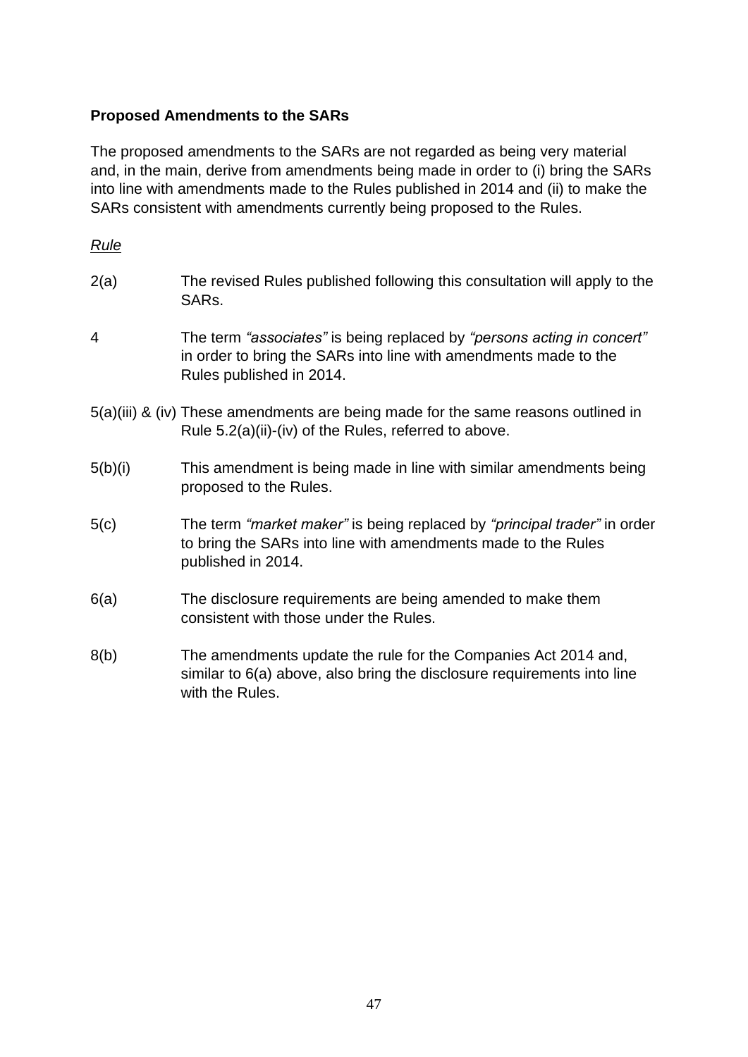**Proposed Amendments to the SARs**

The proposed amendments to the SARs are not regarded as being very material and, in the main, derive from amendments being made in order to (i) bring the SARs into line with amendments made to the Rules published in 2014 and (ii) to make the SARs consistent with amendments currently being proposed to the Rules.

*Rule*

| | |
|---|---|
| 2(a) | The revised Rules published following this consultation will apply to the SARs. |
| 4 | The term *"associates"* is being replaced by *"persons acting in concert"* in order to bring the SARs into line with amendments made to the Rules published in 2014. |
| 5(a)(iii) & (iv) | These amendments are being made for the same reasons outlined in Rule 5.2(a)(ii)-(iv) of the Rules, referred to above. |
| 5(b)(i) | This amendment is being made in line with similar amendments being proposed to the Rules. |
| 5(c) | The term *"market maker"* is being replaced by *"principal trader"* in order to bring the SARs into line with amendments made to the Rules published in 2014. |
| 6(a) | The disclosure requirements are being amended to make them consistent with those under the Rules. |
| 8(b) | The amendments update the rule for the Companies Act 2014 and, similar to 6(a) above, also bring the disclosure requirements into line with the Rules. |